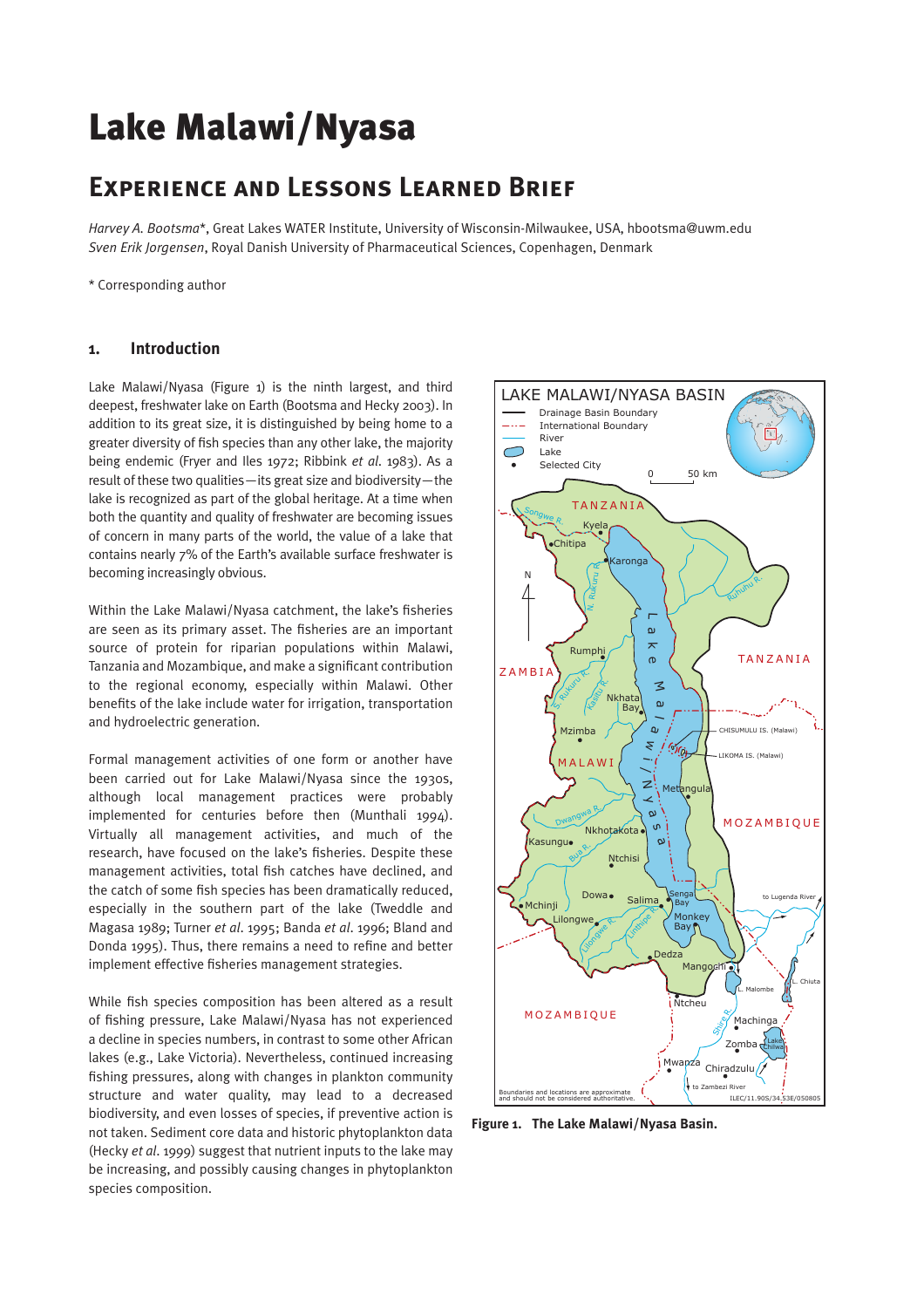# Lake Malawi/Nyasa

## Experience and Lessons Learned Brief

*Harvey A. Bootsma*\*, Great Lakes WATER Institute, University of Wisconsin-Milwaukee, USA, hbootsma@uwm.edu
*Sven Erik Jorgensen*, Royal Danish University of Pharmaceutical Sciences, Copenhagen, Denmark

\* Corresponding author

### 1. Introduction

Lake Malawi/Nyasa (Figure 1) is the ninth largest, and third deepest, freshwater lake on Earth (Bootsma and Hecky 2003). In addition to its great size, it is distinguished by being home to a greater diversity of fish species than any other lake, the majority being endemic (Fryer and Iles 1972; Ribbink *et al.* 1983). As a result of these two qualities—its great size and biodiversity—the lake is recognized as part of the global heritage. At a time when both the quantity and quality of freshwater are becoming issues of concern in many parts of the world, the value of a lake that contains nearly 7% of the Earth's available surface freshwater is becoming increasingly obvious.

Within the Lake Malawi/Nyasa catchment, the lake's fisheries are seen as its primary asset. The fisheries are an important source of protein for riparian populations within Malawi, Tanzania and Mozambique, and make a significant contribution to the regional economy, especially within Malawi. Other benefits of the lake include water for irrigation, transportation and hydroelectric generation.

Formal management activities of one form or another have been carried out for Lake Malawi/Nyasa since the 1930s, although local management practices were probably implemented for centuries before then (Munthali 1994). Virtually all management activities, and much of the research, have focused on the lake's fisheries. Despite these management activities, total fish catches have declined, and the catch of some fish species has been dramatically reduced, especially in the southern part of the lake (Tweddle and Magasa 1989; Turner *et al.* 1995; Banda *et al.* 1996; Bland and Donda 1995). Thus, there remains a need to refine and better implement effective fisheries management strategies.

While fish species composition has been altered as a result of fishing pressure, Lake Malawi/Nyasa has not experienced a decline in species numbers, in contrast to some other African lakes (e.g., Lake Victoria). Nevertheless, continued increasing fishing pressures, along with changes in plankton community structure and water quality, may lead to a decreased biodiversity, and even losses of species, if preventive action is not taken. Sediment core data and historic phytoplankton data (Hecky *et al.* 1999) suggest that nutrient inputs to the lake may be increasing, and possibly causing changes in phytoplankton species composition.

**Figure 1. The Lake Malawi/Nyasa Basin.**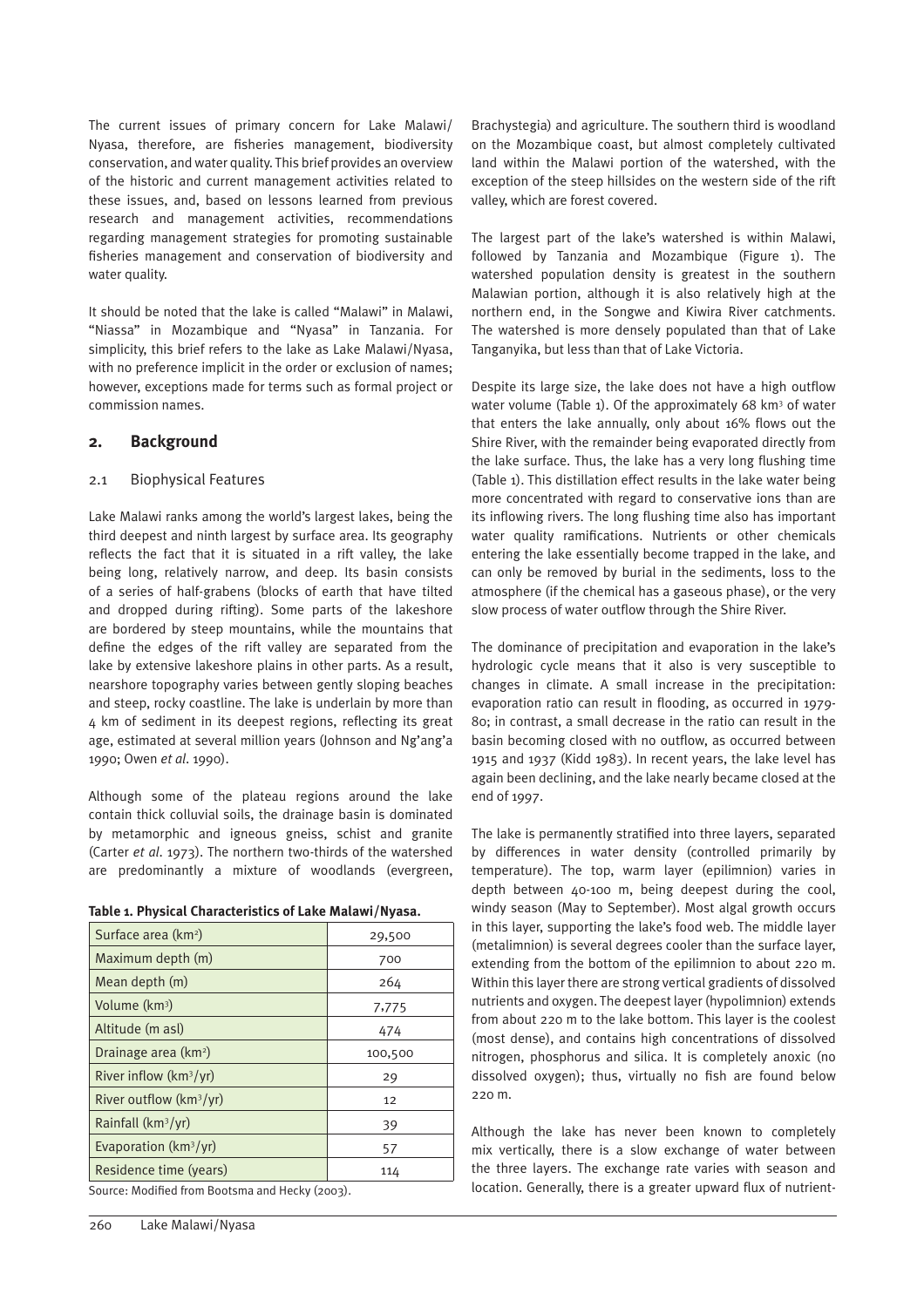The current issues of primary concern for Lake Malawi/Nyasa, therefore, are fisheries management, biodiversity conservation, and water quality. This brief provides an overview of the historic and current management activities related to these issues, and, based on lessons learned from previous research and management activities, recommendations regarding management strategies for promoting sustainable fisheries management and conservation of biodiversity and water quality.

It should be noted that the lake is called "Malawi" in Malawi, "Niassa" in Mozambique and "Nyasa" in Tanzania. For simplicity, this brief refers to the lake as Lake Malawi/Nyasa, with no preference implicit in the order or exclusion of names; however, exceptions made for terms such as formal project or commission names.

## 2. Background

### 2.1 Biophysical Features

Lake Malawi ranks among the world's largest lakes, being the third deepest and ninth largest by surface area. Its geography reflects the fact that it is situated in a rift valley, the lake being long, relatively narrow, and deep. Its basin consists of a series of half-grabens (blocks of earth that have tilted and dropped during rifting). Some parts of the lakeshore are bordered by steep mountains, while the mountains that define the edges of the rift valley are separated from the lake by extensive lakeshore plains in other parts. As a result, nearshore topography varies between gently sloping beaches and steep, rocky coastline. The lake is underlain by more than 4 km of sediment in its deepest regions, reflecting its great age, estimated at several million years (Johnson and Ng'ang'a 1990; Owen *et al*. 1990).

Although some of the plateau regions around the lake contain thick colluvial soils, the drainage basin is dominated by metamorphic and igneous gneiss, schist and granite (Carter *et al*. 1973). The northern two-thirds of the watershed are predominantly a mixture of woodlands (evergreen, Brachystegia) and agriculture. The southern third is woodland on the Mozambique coast, but almost completely cultivated land within the Malawi portion of the watershed, with the exception of the steep hillsides on the western side of the rift valley, which are forest covered.

**Table 1. Physical Characteristics of Lake Malawi/Nyasa.**

| Characteristic | Value |
|---|---|
| Surface area (km$^2$) | 29,500 |
| Maximum depth (m) | 700 |
| Mean depth (m) | 264 |
| Volume (km$^3$) | 7,775 |
| Altitude (m asl) | 474 |
| Drainage area (km$^2$) | 100,500 |
| River inflow (km$^3$/yr) | 29 |
| River outflow (km$^3$/yr) | 12 |
| Rainfall (km$^3$/yr) | 39 |
| Evaporation (km$^3$/yr) | 57 |
| Residence time (years) | 114 |

Source: Modified from Bootsma and Hecky (2003).

The largest part of the lake's watershed is within Malawi, followed by Tanzania and Mozambique (Figure 1). The watershed population density is greatest in the southern Malawian portion, although it is also relatively high at the northern end, in the Songwe and Kiwira River catchments. The watershed is more densely populated than that of Lake Tanganyika, but less than that of Lake Victoria.

Despite its large size, the lake does not have a high outflow water volume (Table 1). Of the approximately 68 km$^3$ of water that enters the lake annually, only about 16% flows out the Shire River, with the remainder being evaporated directly from the lake surface. Thus, the lake has a very long flushing time (Table 1). This distillation effect results in the lake water being more concentrated with regard to conservative ions than are its inflowing rivers. The long flushing time also has important water quality ramifications. Nutrients or other chemicals entering the lake essentially become trapped in the lake, and can only be removed by burial in the sediments, loss to the atmosphere (if the chemical has a gaseous phase), or the very slow process of water outflow through the Shire River.

The dominance of precipitation and evaporation in the lake's hydrologic cycle means that it also is very susceptible to changes in climate. A small increase in the precipitation: evaporation ratio can result in flooding, as occurred in 1979-80; in contrast, a small decrease in the ratio can result in the basin becoming closed with no outflow, as occurred between 1915 and 1937 (Kidd 1983). In recent years, the lake level has again been declining, and the lake nearly became closed at the end of 1997.

The lake is permanently stratified into three layers, separated by differences in water density (controlled primarily by temperature). The top, warm layer (epilimnion) varies in depth between 40-100 m, being deepest during the cool, windy season (May to September). Most algal growth occurs in this layer, supporting the lake's food web. The middle layer (metalimnion) is several degrees cooler than the surface layer, extending from the bottom of the epilimnion to about 220 m. Within this layer there are strong vertical gradients of dissolved nutrients and oxygen. The deepest layer (hypolimnion) extends from about 220 m to the lake bottom. This layer is the coolest (most dense), and contains high concentrations of dissolved nitrogen, phosphorus and silica. It is completely anoxic (no dissolved oxygen); thus, virtually no fish are found below 220 m.

Although the lake has never been known to completely mix vertically, there is a slow exchange of water between the three layers. The exchange rate varies with season and location. Generally, there is a greater upward flux of nutrient-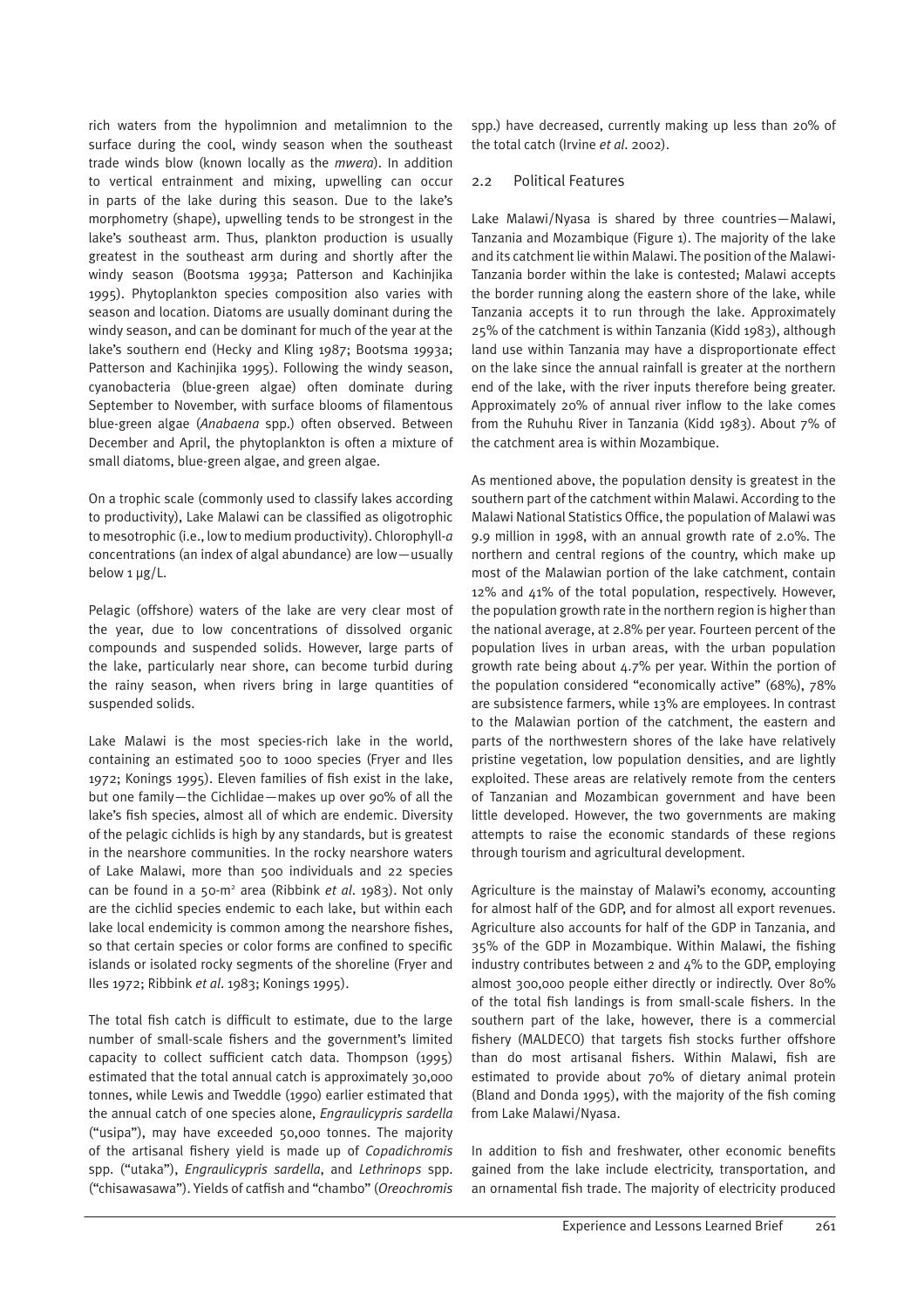rich waters from the hypolimnion and metalimnion to the surface during the cool, windy season when the southeast trade winds blow (known locally as the *mwera*). In addition to vertical entrainment and mixing, upwelling can occur in parts of the lake during this season. Due to the lake's morphometry (shape), upwelling tends to be strongest in the lake's southeast arm. Thus, plankton production is usually greatest in the southeast arm during and shortly after the windy season (Bootsma 1993a; Patterson and Kachinjika 1995). Phytoplankton species composition also varies with season and location. Diatoms are usually dominant during the windy season, and can be dominant for much of the year at the lake's southern end (Hecky and Kling 1987; Bootsma 1993a; Patterson and Kachinjika 1995). Following the windy season, cyanobacteria (blue-green algae) often dominate during September to November, with surface blooms of filamentous blue-green algae (*Anabaena* spp.) often observed. Between December and April, the phytoplankton is often a mixture of small diatoms, blue-green algae, and green algae.

On a trophic scale (commonly used to classify lakes according to productivity), Lake Malawi can be classified as oligotrophic to mesotrophic (i.e., low to medium productivity). Chlorophyll-*a* concentrations (an index of algal abundance) are low—usually below 1 μg/L.

Pelagic (offshore) waters of the lake are very clear most of the year, due to low concentrations of dissolved organic compounds and suspended solids. However, large parts of the lake, particularly near shore, can become turbid during the rainy season, when rivers bring in large quantities of suspended solids.

Lake Malawi is the most species-rich lake in the world, containing an estimated 500 to 1000 species (Fryer and Iles 1972; Konings 1995). Eleven families of fish exist in the lake, but one family—the Cichlidae—makes up over 90% of all the lake's fish species, almost all of which are endemic. Diversity of the pelagic cichlids is high by any standards, but is greatest in the nearshore communities. In the rocky nearshore waters of Lake Malawi, more than 500 individuals and 22 species can be found in a 50-$m^2$ area (Ribbink *et al*. 1983). Not only are the cichlid species endemic to each lake, but within each lake local endemicity is common among the nearshore fishes, so that certain species or color forms are confined to specific islands or isolated rocky segments of the shoreline (Fryer and Iles 1972; Ribbink *et al*. 1983; Konings 1995).

The total fish catch is difficult to estimate, due to the large number of small-scale fishers and the government's limited capacity to collect sufficient catch data. Thompson (1995) estimated that the total annual catch is approximately 30,000 tonnes, while Lewis and Tweddle (1990) earlier estimated that the annual catch of one species alone, *Engraulicypris sardella* ("usipa"), may have exceeded 50,000 tonnes. The majority of the artisanal fishery yield is made up of *Copadichromis* spp. ("utaka"), *Engraulicypris sardella*, and *Lethrinops* spp. ("chisawasawa"). Yields of catfish and "chambo" (*Oreochromis* spp.) have decreased, currently making up less than 20% of the total catch (Irvine *et al*. 2002).

## 2.2 Political Features

Lake Malawi/Nyasa is shared by three countries—Malawi, Tanzania and Mozambique (Figure 1). The majority of the lake and its catchment lie within Malawi. The position of the Malawi-Tanzania border within the lake is contested; Malawi accepts the border running along the eastern shore of the lake, while Tanzania accepts it to run through the lake. Approximately 25% of the catchment is within Tanzania (Kidd 1983), although land use within Tanzania may have a disproportionate effect on the lake since the annual rainfall is greater at the northern end of the lake, with the river inputs therefore being greater. Approximately 20% of annual river inflow to the lake comes from the Ruhuhu River in Tanzania (Kidd 1983). About 7% of the catchment area is within Mozambique.

As mentioned above, the population density is greatest in the southern part of the catchment within Malawi. According to the Malawi National Statistics Office, the population of Malawi was 9.9 million in 1998, with an annual growth rate of 2.0%. The northern and central regions of the country, which make up most of the Malawian portion of the lake catchment, contain 12% and 41% of the total population, respectively. However, the population growth rate in the northern region is higher than the national average, at 2.8% per year. Fourteen percent of the population lives in urban areas, with the urban population growth rate being about 4.7% per year. Within the portion of the population considered "economically active" (68%), 78% are subsistence farmers, while 13% are employees. In contrast to the Malawian portion of the catchment, the eastern and parts of the northwestern shores of the lake have relatively pristine vegetation, low population densities, and are lightly exploited. These areas are relatively remote from the centers of Tanzanian and Mozambican government and have been little developed. However, the two governments are making attempts to raise the economic standards of these regions through tourism and agricultural development.

Agriculture is the mainstay of Malawi's economy, accounting for almost half of the GDP, and for almost all export revenues. Agriculture also accounts for half of the GDP in Tanzania, and 35% of the GDP in Mozambique. Within Malawi, the fishing industry contributes between 2 and 4% to the GDP, employing almost 300,000 people either directly or indirectly. Over 80% of the total fish landings is from small-scale fishers. In the southern part of the lake, however, there is a commercial fishery (MALDECO) that targets fish stocks further offshore than do most artisanal fishers. Within Malawi, fish are estimated to provide about 70% of dietary animal protein (Bland and Donda 1995), with the majority of the fish coming from Lake Malawi/Nyasa.

In addition to fish and freshwater, other economic benefits gained from the lake include electricity, transportation, and an ornamental fish trade. The majority of electricity produced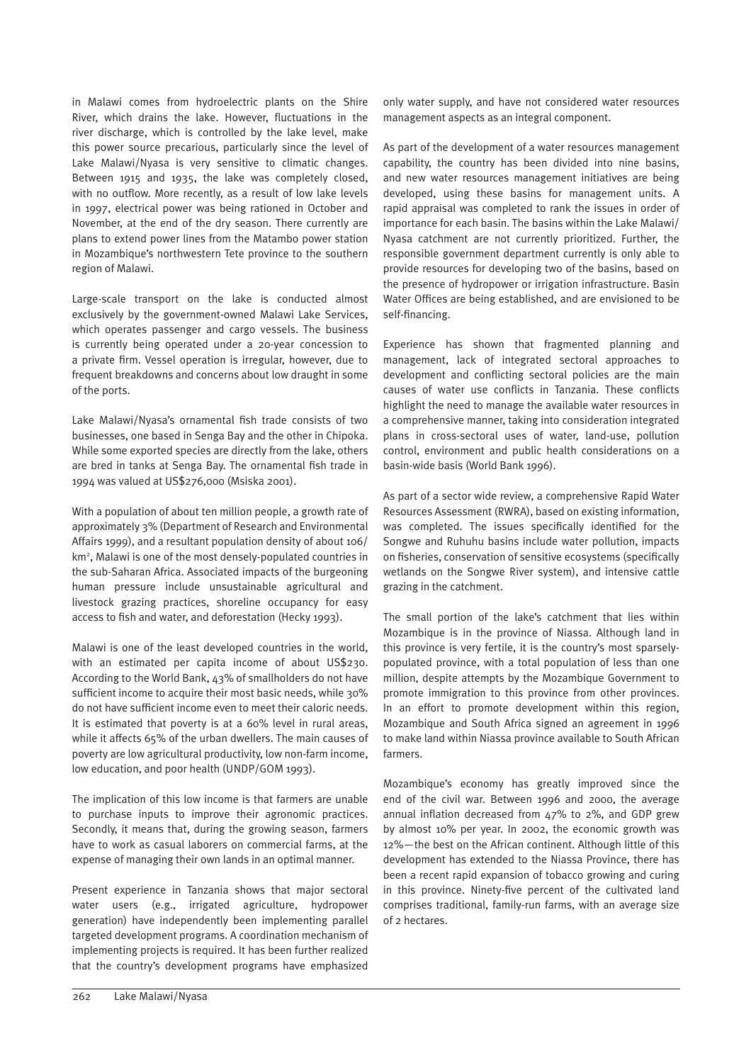in Malawi comes from hydroelectric plants on the Shire River, which drains the lake. However, fluctuations in the river discharge, which is controlled by the lake level, make this power source precarious, particularly since the level of Lake Malawi/Nyasa is very sensitive to climatic changes. Between 1915 and 1935, the lake was completely closed, with no outflow. More recently, as a result of low lake levels in 1997, electrical power was being rationed in October and November, at the end of the dry season. There currently are plans to extend power lines from the Matambo power station in Mozambique's northwestern Tete province to the southern region of Malawi.

Large-scale transport on the lake is conducted almost exclusively by the government-owned Malawi Lake Services, which operates passenger and cargo vessels. The business is currently being operated under a 20-year concession to a private firm. Vessel operation is irregular, however, due to frequent breakdowns and concerns about low draught in some of the ports.

Lake Malawi/Nyasa's ornamental fish trade consists of two businesses, one based in Senga Bay and the other in Chipoka. While some exported species are directly from the lake, others are bred in tanks at Senga Bay. The ornamental fish trade in 1994 was valued at US$276,000 (Msiska 2001).

With a population of about ten million people, a growth rate of approximately 3% (Department of Research and Environmental Affairs 1999), and a resultant population density of about 106/km$^2$, Malawi is one of the most densely-populated countries in the sub-Saharan Africa. Associated impacts of the burgeoning human pressure include unsustainable agricultural and livestock grazing practices, shoreline occupancy for easy access to fish and water, and deforestation (Hecky 1993).

Malawi is one of the least developed countries in the world, with an estimated per capita income of about US$230. According to the World Bank, 43% of smallholders do not have sufficient income to acquire their most basic needs, while 30% do not have sufficient income even to meet their caloric needs. It is estimated that poverty is at a 60% level in rural areas, while it affects 65% of the urban dwellers. The main causes of poverty are low agricultural productivity, low non-farm income, low education, and poor health (UNDP/GOM 1993).

The implication of this low income is that farmers are unable to purchase inputs to improve their agronomic practices. Secondly, it means that, during the growing season, farmers have to work as casual laborers on commercial farms, at the expense of managing their own lands in an optimal manner.

Present experience in Tanzania shows that major sectoral water users (e.g., irrigated agriculture, hydropower generation) have independently been implementing parallel targeted development programs. A coordination mechanism of implementing projects is required. It has been further realized that the country's development programs have emphasized only water supply, and have not considered water resources management aspects as an integral component.

As part of the development of a water resources management capability, the country has been divided into nine basins, and new water resources management initiatives are being developed, using these basins for management units. A rapid appraisal was completed to rank the issues in order of importance for each basin. The basins within the Lake Malawi/Nyasa catchment are not currently prioritized. Further, the responsible government department currently is only able to provide resources for developing two of the basins, based on the presence of hydropower or irrigation infrastructure. Basin Water Offices are being established, and are envisioned to be self-financing.

Experience has shown that fragmented planning and management, lack of integrated sectoral approaches to development and conflicting sectoral policies are the main causes of water use conflicts in Tanzania. These conflicts highlight the need to manage the available water resources in a comprehensive manner, taking into consideration integrated plans in cross-sectoral uses of water, land-use, pollution control, environment and public health considerations on a basin-wide basis (World Bank 1996).

As part of a sector wide review, a comprehensive Rapid Water Resources Assessment (RWRA), based on existing information, was completed. The issues specifically identified for the Songwe and Ruhuhu basins include water pollution, impacts on fisheries, conservation of sensitive ecosystems (specifically wetlands on the Songwe River system), and intensive cattle grazing in the catchment.

The small portion of the lake's catchment that lies within Mozambique is in the province of Niassa. Although land in this province is very fertile, it is the country's most sparsely-populated province, with a total population of less than one million, despite attempts by the Mozambique Government to promote immigration to this province from other provinces. In an effort to promote development within this region, Mozambique and South Africa signed an agreement in 1996 to make land within Niassa province available to South African farmers.

Mozambique's economy has greatly improved since the end of the civil war. Between 1996 and 2000, the average annual inflation decreased from 47% to 2%, and GDP grew by almost 10% per year. In 2002, the economic growth was 12%—the best on the African continent. Although little of this development has extended to the Niassa Province, there has been a recent rapid expansion of tobacco growing and curing in this province. Ninety-five percent of the cultivated land comprises traditional, family-run farms, with an average size of 2 hectares.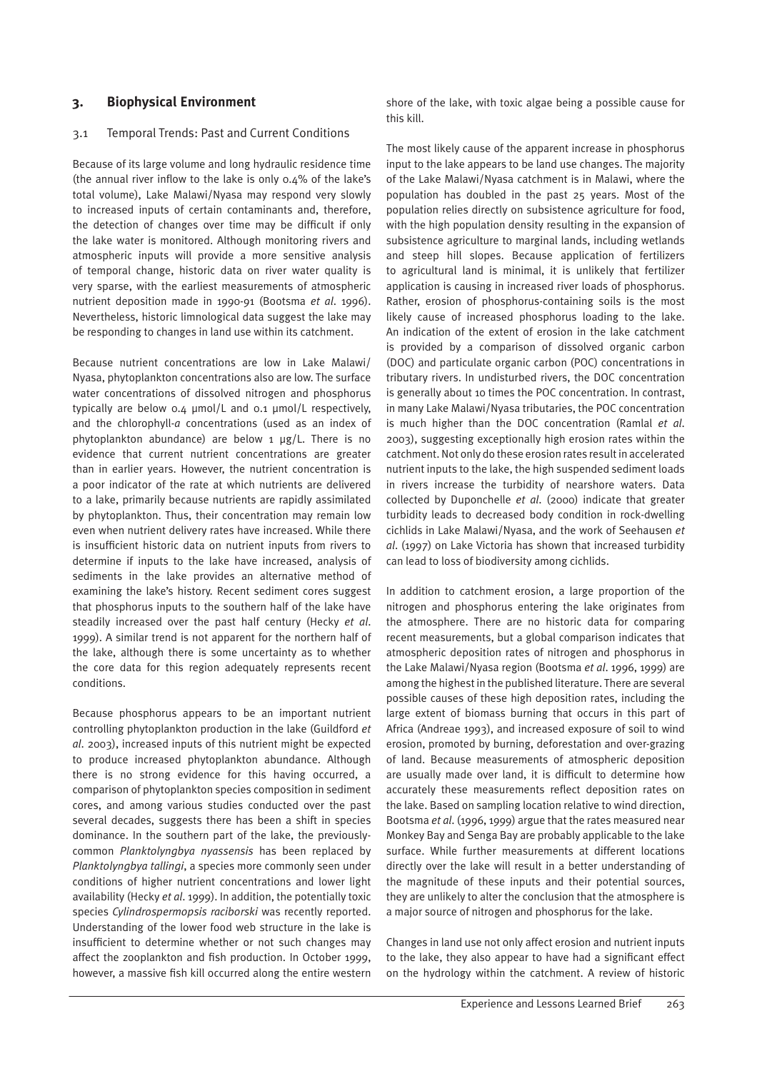## 3. Biophysical Environment

### 3.1 Temporal Trends: Past and Current Conditions

Because of its large volume and long hydraulic residence time (the annual river inflow to the lake is only 0.4% of the lake's total volume), Lake Malawi/Nyasa may respond very slowly to increased inputs of certain contaminants and, therefore, the detection of changes over time may be difficult if only the lake water is monitored. Although monitoring rivers and atmospheric inputs will provide a more sensitive analysis of temporal change, historic data on river water quality is very sparse, with the earliest measurements of atmospheric nutrient deposition made in 1990-91 (Bootsma *et al*. 1996). Nevertheless, historic limnological data suggest the lake may be responding to changes in land use within its catchment.

Because nutrient concentrations are low in Lake Malawi/Nyasa, phytoplankton concentrations also are low. The surface water concentrations of dissolved nitrogen and phosphorus typically are below 0.4 µmol/L and 0.1 µmol/L respectively, and the chlorophyll-*a* concentrations (used as an index of phytoplankton abundance) are below 1 µg/L. There is no evidence that current nutrient concentrations are greater than in earlier years. However, the nutrient concentration is a poor indicator of the rate at which nutrients are delivered to a lake, primarily because nutrients are rapidly assimilated by phytoplankton. Thus, their concentration may remain low even when nutrient delivery rates have increased. While there is insufficient historic data on nutrient inputs from rivers to determine if inputs to the lake have increased, analysis of sediments in the lake provides an alternative method of examining the lake's history. Recent sediment cores suggest that phosphorus inputs to the southern half of the lake have steadily increased over the past half century (Hecky *et al*. 1999). A similar trend is not apparent for the northern half of the lake, although there is some uncertainty as to whether the core data for this region adequately represents recent conditions.

Because phosphorus appears to be an important nutrient controlling phytoplankton production in the lake (Guildford *et al*. 2003), increased inputs of this nutrient might be expected to produce increased phytoplankton abundance. Although there is no strong evidence for this having occurred, a comparison of phytoplankton species composition in sediment cores, and among various studies conducted over the past several decades, suggests there has been a shift in species dominance. In the southern part of the lake, the previously-common *Planktolyngbya nyassensis* has been replaced by *Planktolyngbya tallingi*, a species more commonly seen under conditions of higher nutrient concentrations and lower light availability (Hecky *et al*. 1999). In addition, the potentially toxic species *Cylindrospermopsis raciborski* was recently reported. Understanding of the lower food web structure in the lake is insufficient to determine whether or not such changes may affect the zooplankton and fish production. In October 1999, however, a massive fish kill occurred along the entire western shore of the lake, with toxic algae being a possible cause for this kill.

The most likely cause of the apparent increase in phosphorus input to the lake appears to be land use changes. The majority of the Lake Malawi/Nyasa catchment is in Malawi, where the population has doubled in the past 25 years. Most of the population relies directly on subsistence agriculture for food, with the high population density resulting in the expansion of subsistence agriculture to marginal lands, including wetlands and steep hill slopes. Because application of fertilizers to agricultural land is minimal, it is unlikely that fertilizer application is causing in increased river loads of phosphorus. Rather, erosion of phosphorus-containing soils is the most likely cause of increased phosphorus loading to the lake. An indication of the extent of erosion in the lake catchment is provided by a comparison of dissolved organic carbon (DOC) and particulate organic carbon (POC) concentrations in tributary rivers. In undisturbed rivers, the DOC concentration is generally about 10 times the POC concentration. In contrast, in many Lake Malawi/Nyasa tributaries, the POC concentration is much higher than the DOC concentration (Ramlal *et al*. 2003), suggesting exceptionally high erosion rates within the catchment. Not only do these erosion rates result in accelerated nutrient inputs to the lake, the high suspended sediment loads in rivers increase the turbidity of nearshore waters. Data collected by Duponchelle *et al*. (2000) indicate that greater turbidity leads to decreased body condition in rock-dwelling cichlids in Lake Malawi/Nyasa, and the work of Seehausen *et al*. (1997) on Lake Victoria has shown that increased turbidity can lead to loss of biodiversity among cichlids.

In addition to catchment erosion, a large proportion of the nitrogen and phosphorus entering the lake originates from the atmosphere. There are no historic data for comparing recent measurements, but a global comparison indicates that atmospheric deposition rates of nitrogen and phosphorus in the Lake Malawi/Nyasa region (Bootsma *et al*. 1996, 1999) are among the highest in the published literature. There are several possible causes of these high deposition rates, including the large extent of biomass burning that occurs in this part of Africa (Andreae 1993), and increased exposure of soil to wind erosion, promoted by burning, deforestation and over-grazing of land. Because measurements of atmospheric deposition are usually made over land, it is difficult to determine how accurately these measurements reflect deposition rates on the lake. Based on sampling location relative to wind direction, Bootsma *et al*. (1996, 1999) argue that the rates measured near Monkey Bay and Senga Bay are probably applicable to the lake surface. While further measurements at different locations directly over the lake will result in a better understanding of the magnitude of these inputs and their potential sources, they are unlikely to alter the conclusion that the atmosphere is a major source of nitrogen and phosphorus for the lake.

Changes in land use not only affect erosion and nutrient inputs to the lake, they also appear to have had a significant effect on the hydrology within the catchment. A review of historic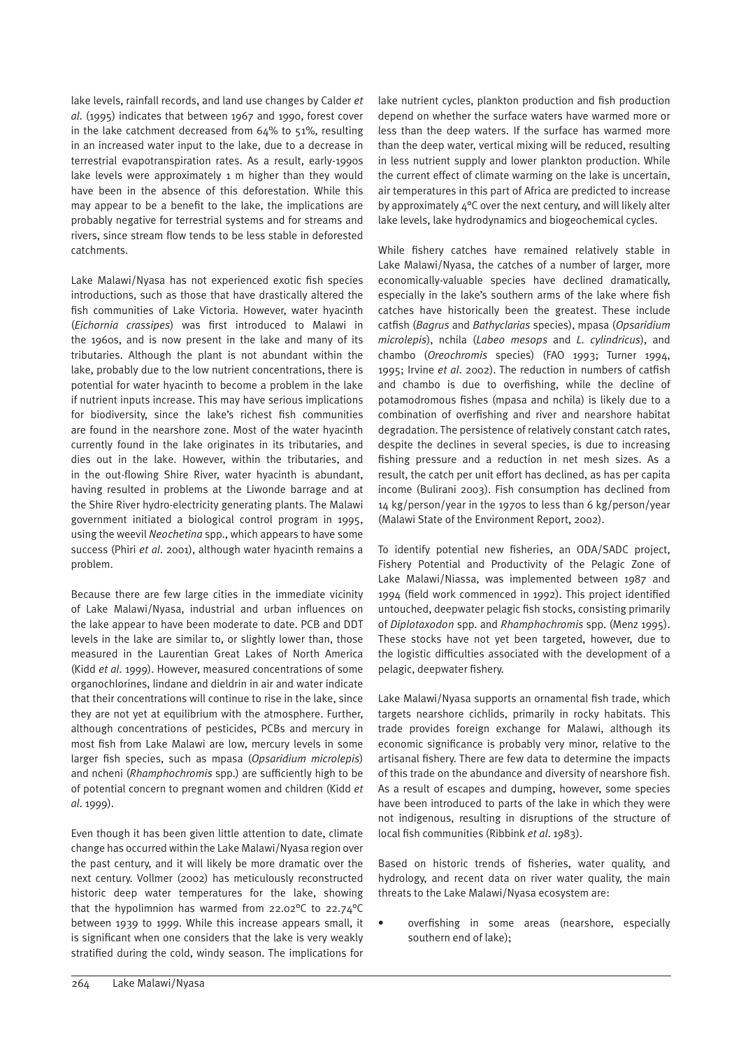lake levels, rainfall records, and land use changes by Calder *et al.* (1995) indicates that between 1967 and 1990, forest cover in the lake catchment decreased from 64% to 51%, resulting in an increased water input to the lake, due to a decrease in terrestrial evapotranspiration rates. As a result, early-1990s lake levels were approximately 1 m higher than they would have been in the absence of this deforestation. While this may appear to be a benefit to the lake, the implications are probably negative for terrestrial systems and for streams and rivers, since stream flow tends to be less stable in deforested catchments.

Lake Malawi/Nyasa has not experienced exotic fish species introductions, such as those that have drastically altered the fish communities of Lake Victoria. However, water hyacinth (*Eichornia crassipes*) was first introduced to Malawi in the 1960s, and is now present in the lake and many of its tributaries. Although the plant is not abundant within the lake, probably due to the low nutrient concentrations, there is potential for water hyacinth to become a problem in the lake if nutrient inputs increase. This may have serious implications for biodiversity, since the lake's richest fish communities are found in the nearshore zone. Most of the water hyacinth currently found in the lake originates in its tributaries, and dies out in the lake. However, within the tributaries, and in the out-flowing Shire River, water hyacinth is abundant, having resulted in problems at the Liwonde barrage and at the Shire River hydro-electricity generating plants. The Malawi government initiated a biological control program in 1995, using the weevil *Neochetina* spp., which appears to have some success (Phiri *et al.* 2001), although water hyacinth remains a problem.

Because there are few large cities in the immediate vicinity of Lake Malawi/Nyasa, industrial and urban influences on the lake appear to have been moderate to date. PCB and DDT levels in the lake are similar to, or slightly lower than, those measured in the Laurentian Great Lakes of North America (Kidd *et al.* 1999). However, measured concentrations of some organochlorines, lindane and dieldrin in air and water indicate that their concentrations will continue to rise in the lake, since they are not yet at equilibrium with the atmosphere. Further, although concentrations of pesticides, PCBs and mercury in most fish from Lake Malawi are low, mercury levels in some larger fish species, such as mpasa (*Opsaridium microlepis*) and ncheni (*Rhamphochromis* spp.) are sufficiently high to be of potential concern to pregnant women and children (Kidd *et al.* 1999).

Even though it has been given little attention to date, climate change has occurred within the Lake Malawi/Nyasa region over the past century, and it will likely be more dramatic over the next century. Vollmer (2002) has meticulously reconstructed historic deep water temperatures for the lake, showing that the hypolimnion has warmed from 22.02°C to 22.74°C between 1939 to 1999. While this increase appears small, it is significant when one considers that the lake is very weakly stratified during the cold, windy season. The implications for lake nutrient cycles, plankton production and fish production depend on whether the surface waters have warmed more or less than the deep waters. If the surface has warmed more than the deep water, vertical mixing will be reduced, resulting in less nutrient supply and lower plankton production. While the current effect of climate warming on the lake is uncertain, air temperatures in this part of Africa are predicted to increase by approximately 4°C over the next century, and will likely alter lake levels, lake hydrodynamics and biogeochemical cycles.

While fishery catches have remained relatively stable in Lake Malawi/Nyasa, the catches of a number of larger, more economically-valuable species have declined dramatically, especially in the lake's southern arms of the lake where fish catches have historically been the greatest. These include catfish (*Bagrus* and *Bathyclarias* species), mpasa (*Opsaridium microlepis*), nchila (*Labeo mesops* and *L. cylindricus*), and chambo (*Oreochromis* species) (FAO 1993; Turner 1994, 1995; Irvine *et al.* 2002). The reduction in numbers of catfish and chambo is due to overfishing, while the decline of potamodromous fishes (mpasa and nchila) is likely due to a combination of overfishing and river and nearshore habitat degradation. The persistence of relatively constant catch rates, despite the declines in several species, is due to increasing fishing pressure and a reduction in net mesh sizes. As a result, the catch per unit effort has declined, as has per capita income (Bulirani 2003). Fish consumption has declined from 14 kg/person/year in the 1970s to less than 6 kg/person/year (Malawi State of the Environment Report, 2002).

To identify potential new fisheries, an ODA/SADC project, Fishery Potential and Productivity of the Pelagic Zone of Lake Malawi/Niassa, was implemented between 1987 and 1994 (field work commenced in 1992). This project identified untouched, deepwater pelagic fish stocks, consisting primarily of *Diplotaxodon* spp. and *Rhamphochromis* spp. (Menz 1995). These stocks have not yet been targeted, however, due to the logistic difficulties associated with the development of a pelagic, deepwater fishery.

Lake Malawi/Nyasa supports an ornamental fish trade, which targets nearshore cichlids, primarily in rocky habitats. This trade provides foreign exchange for Malawi, although its economic significance is probably very minor, relative to the artisanal fishery. There are few data to determine the impacts of this trade on the abundance and diversity of nearshore fish. As a result of escapes and dumping, however, some species have been introduced to parts of the lake in which they were not indigenous, resulting in disruptions of the structure of local fish communities (Ribbink *et al.* 1983).

Based on historic trends of fisheries, water quality, and hydrology, and recent data on river water quality, the main threats to the Lake Malawi/Nyasa ecosystem are:

- overfishing in some areas (nearshore, especially southern end of lake);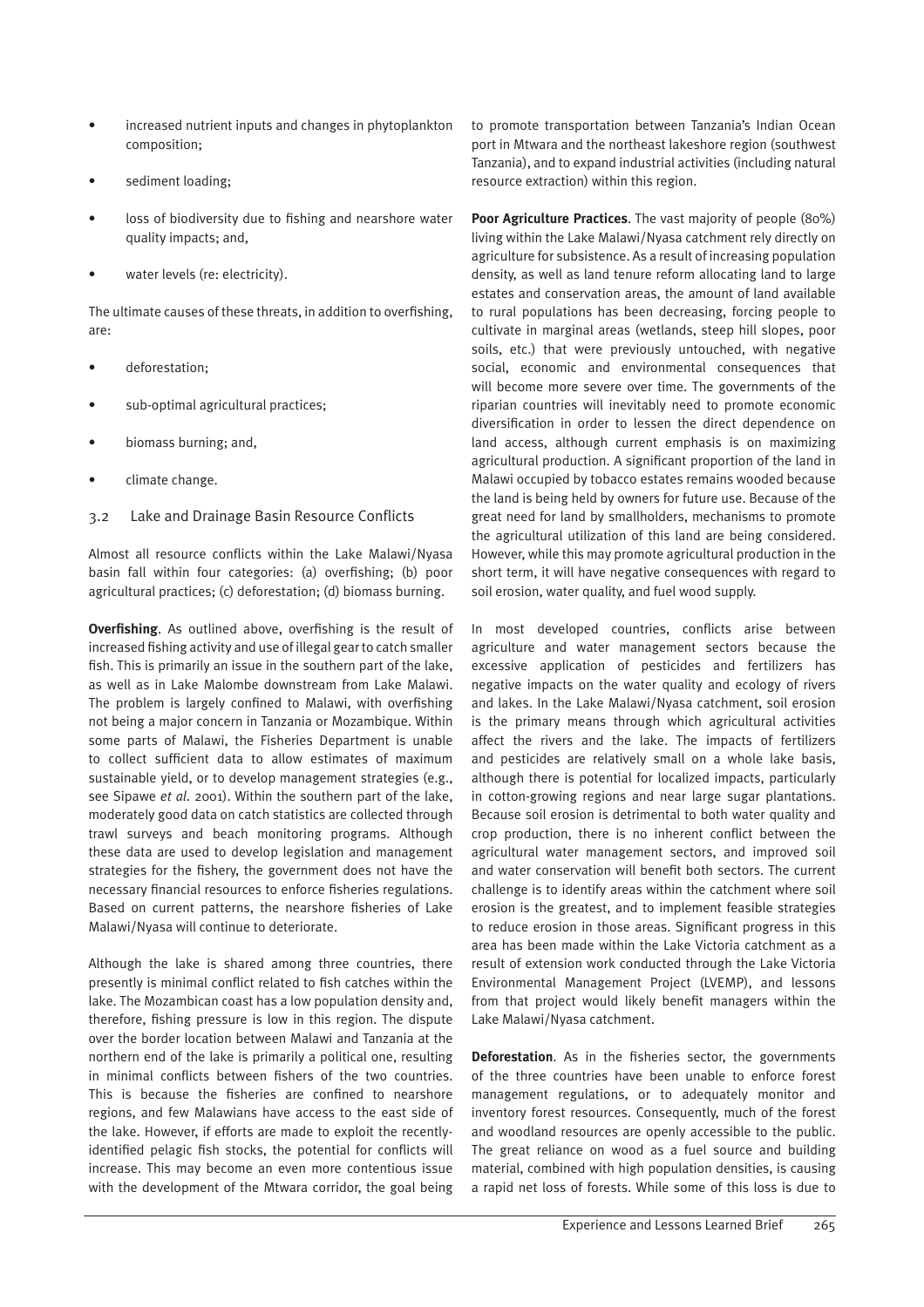- increased nutrient inputs and changes in phytoplankton composition;
- sediment loading;
- loss of biodiversity due to fishing and nearshore water quality impacts; and,
- water levels (re: electricity).

The ultimate causes of these threats, in addition to overfishing, are:

- deforestation;
- sub-optimal agricultural practices;
- biomass burning; and,
- climate change.

## 3.2 Lake and Drainage Basin Resource Conflicts

Almost all resource conflicts within the Lake Malawi/Nyasa basin fall within four categories: (a) overfishing; (b) poor agricultural practices; (c) deforestation; (d) biomass burning.

**Overfishing**. As outlined above, overfishing is the result of increased fishing activity and use of illegal gear to catch smaller fish. This is primarily an issue in the southern part of the lake, as well as in Lake Malombe downstream from Lake Malawi. The problem is largely confined to Malawi, with overfishing not being a major concern in Tanzania or Mozambique. Within some parts of Malawi, the Fisheries Department is unable to collect sufficient data to allow estimates of maximum sustainable yield, or to develop management strategies (e.g., see Sipawe *et al*. 2001). Within the southern part of the lake, moderately good data on catch statistics are collected through trawl surveys and beach monitoring programs. Although these data are used to develop legislation and management strategies for the fishery, the government does not have the necessary financial resources to enforce fisheries regulations. Based on current patterns, the nearshore fisheries of Lake Malawi/Nyasa will continue to deteriorate.

Although the lake is shared among three countries, there presently is minimal conflict related to fish catches within the lake. The Mozambican coast has a low population density and, therefore, fishing pressure is low in this region. The dispute over the border location between Malawi and Tanzania at the northern end of the lake is primarily a political one, resulting in minimal conflicts between fishers of the two countries. This is because the fisheries are confined to nearshore regions, and few Malawians have access to the east side of the lake. However, if efforts are made to exploit the recently-identified pelagic fish stocks, the potential for conflicts will increase. This may become an even more contentious issue with the development of the Mtwara corridor, the goal being to promote transportation between Tanzania's Indian Ocean port in Mtwara and the northeast lakeshore region (southwest Tanzania), and to expand industrial activities (including natural resource extraction) within this region.

**Poor Agriculture Practices**. The vast majority of people (80%) living within the Lake Malawi/Nyasa catchment rely directly on agriculture for subsistence. As a result of increasing population density, as well as land tenure reform allocating land to large estates and conservation areas, the amount of land available to rural populations has been decreasing, forcing people to cultivate in marginal areas (wetlands, steep hill slopes, poor soils, etc.) that were previously untouched, with negative social, economic and environmental consequences that will become more severe over time. The governments of the riparian countries will inevitably need to promote economic diversification in order to lessen the direct dependence on land access, although current emphasis is on maximizing agricultural production. A significant proportion of the land in Malawi occupied by tobacco estates remains wooded because the land is being held by owners for future use. Because of the great need for land by smallholders, mechanisms to promote the agricultural utilization of this land are being considered. However, while this may promote agricultural production in the short term, it will have negative consequences with regard to soil erosion, water quality, and fuel wood supply.

In most developed countries, conflicts arise between agriculture and water management sectors because the excessive application of pesticides and fertilizers has negative impacts on the water quality and ecology of rivers and lakes. In the Lake Malawi/Nyasa catchment, soil erosion is the primary means through which agricultural activities affect the rivers and the lake. The impacts of fertilizers and pesticides are relatively small on a whole lake basis, although there is potential for localized impacts, particularly in cotton-growing regions and near large sugar plantations. Because soil erosion is detrimental to both water quality and crop production, there is no inherent conflict between the agricultural water management sectors, and improved soil and water conservation will benefit both sectors. The current challenge is to identify areas within the catchment where soil erosion is the greatest, and to implement feasible strategies to reduce erosion in those areas. Significant progress in this area has been made within the Lake Victoria catchment as a result of extension work conducted through the Lake Victoria Environmental Management Project (LVEMP), and lessons from that project would likely benefit managers within the Lake Malawi/Nyasa catchment.

**Deforestation**. As in the fisheries sector, the governments of the three countries have been unable to enforce forest management regulations, or to adequately monitor and inventory forest resources. Consequently, much of the forest and woodland resources are openly accessible to the public. The great reliance on wood as a fuel source and building material, combined with high population densities, is causing a rapid net loss of forests. While some of this loss is due to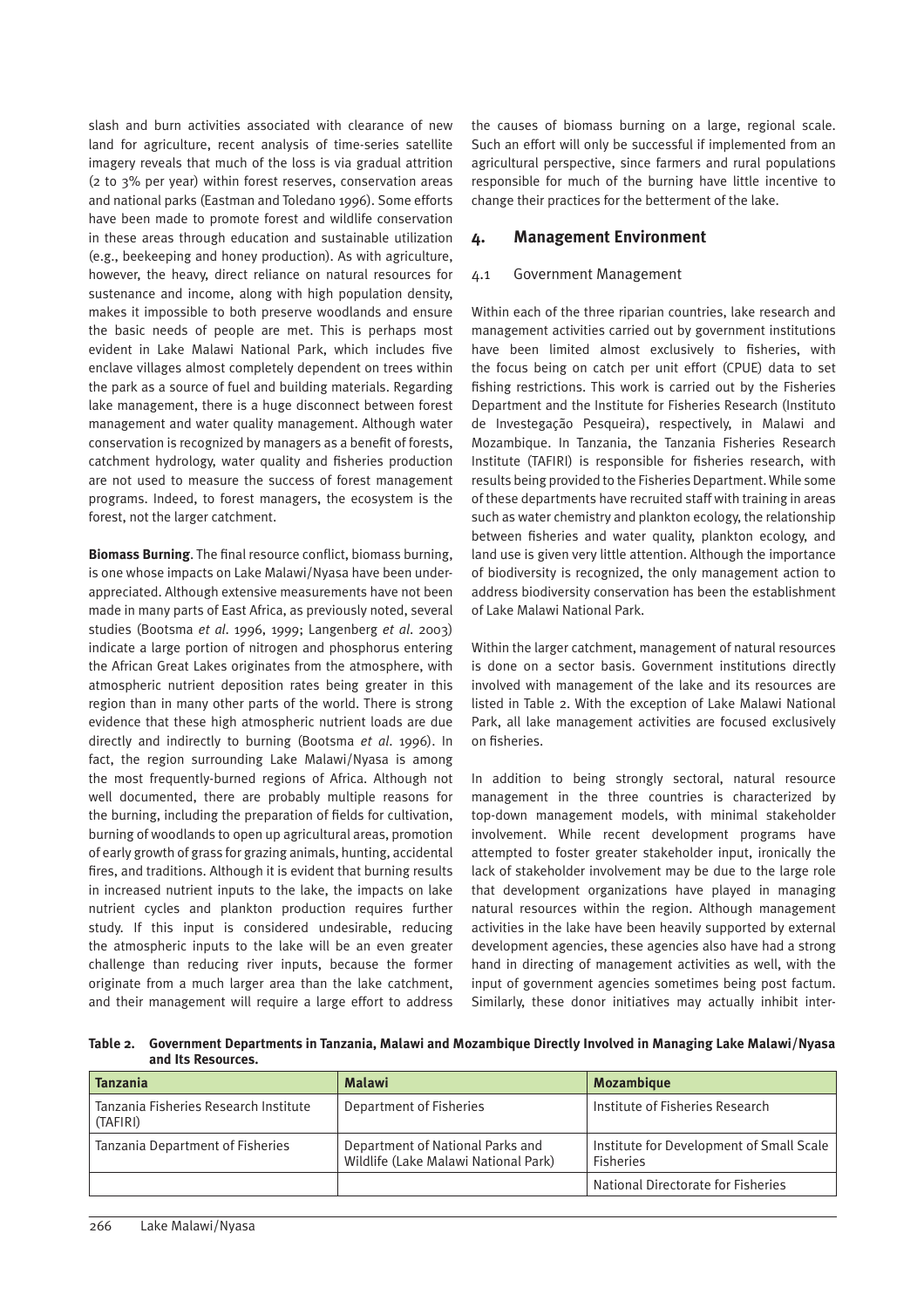slash and burn activities associated with clearance of new land for agriculture, recent analysis of time-series satellite imagery reveals that much of the loss is via gradual attrition (2 to 3% per year) within forest reserves, conservation areas and national parks (Eastman and Toledano 1996). Some efforts have been made to promote forest and wildlife conservation in these areas through education and sustainable utilization (e.g., beekeeping and honey production). As with agriculture, however, the heavy, direct reliance on natural resources for sustenance and income, along with high population density, makes it impossible to both preserve woodlands and ensure the basic needs of people are met. This is perhaps most evident in Lake Malawi National Park, which includes five enclave villages almost completely dependent on trees within the park as a source of fuel and building materials. Regarding lake management, there is a huge disconnect between forest management and water quality management. Although water conservation is recognized by managers as a benefit of forests, catchment hydrology, water quality and fisheries production are not used to measure the success of forest management programs. Indeed, to forest managers, the ecosystem is the forest, not the larger catchment.

**Biomass Burning**. The final resource conflict, biomass burning, is one whose impacts on Lake Malawi/Nyasa have been under-appreciated. Although extensive measurements have not been made in many parts of East Africa, as previously noted, several studies (Bootsma *et al.* 1996, 1999; Langenberg *et al.* 2003) indicate a large portion of nitrogen and phosphorus entering the African Great Lakes originates from the atmosphere, with atmospheric nutrient deposition rates being greater in this region than in many other parts of the world. There is strong evidence that these high atmospheric nutrient loads are due directly and indirectly to burning (Bootsma *et al.* 1996). In fact, the region surrounding Lake Malawi/Nyasa is among the most frequently-burned regions of Africa. Although not well documented, there are probably multiple reasons for the burning, including the preparation of fields for cultivation, burning of woodlands to open up agricultural areas, promotion of early growth of grass for grazing animals, hunting, accidental fires, and traditions. Although it is evident that burning results in increased nutrient inputs to the lake, the impacts on lake nutrient cycles and plankton production requires further study. If this input is considered undesirable, reducing the atmospheric inputs to the lake will be an even greater challenge than reducing river inputs, because the former originate from a much larger area than the lake catchment, and their management will require a large effort to address the causes of biomass burning on a large, regional scale. Such an effort will only be successful if implemented from an agricultural perspective, since farmers and rural populations responsible for much of the burning have little incentive to change their practices for the betterment of the lake.

## 4. Management Environment

### 4.1 Government Management

Within each of the three riparian countries, lake research and management activities carried out by government institutions have been limited almost exclusively to fisheries, with the focus being on catch per unit effort (CPUE) data to set fishing restrictions. This work is carried out by the Fisheries Department and the Institute for Fisheries Research (Instituto de Investegação Pesqueira), respectively, in Malawi and Mozambique. In Tanzania, the Tanzania Fisheries Research Institute (TAFIRI) is responsible for fisheries research, with results being provided to the Fisheries Department. While some of these departments have recruited staff with training in areas such as water chemistry and plankton ecology, the relationship between fisheries and water quality, plankton ecology, and land use is given very little attention. Although the importance of biodiversity is recognized, the only management action to address biodiversity conservation has been the establishment of Lake Malawi National Park.

Within the larger catchment, management of natural resources is done on a sector basis. Government institutions directly involved with management of the lake and its resources are listed in Table 2. With the exception of Lake Malawi National Park, all lake management activities are focused exclusively on fisheries.

In addition to being strongly sectoral, natural resource management in the three countries is characterized by top-down management models, with minimal stakeholder involvement. While recent development programs have attempted to foster greater stakeholder input, ironically the lack of stakeholder involvement may be due to the large role that development organizations have played in managing natural resources within the region. Although management activities in the lake have been heavily supported by external development agencies, these agencies also have had a strong hand in directing of management activities as well, with the input of government agencies sometimes being post factum. Similarly, these donor initiatives may actually inhibit inter-

**Table 2. Government Departments in Tanzania, Malawi and Mozambique Directly Involved in Managing Lake Malawi/Nyasa and Its Resources.**

| Tanzania | Malawi | Mozambique |
|---|---|---|
| Tanzania Fisheries Research Institute (TAFIRI) | Department of Fisheries | Institute of Fisheries Research |
| Tanzania Department of Fisheries | Department of National Parks and Wildlife (Lake Malawi National Park) | Institute for Development of Small Scale Fisheries |
| | | National Directorate for Fisheries |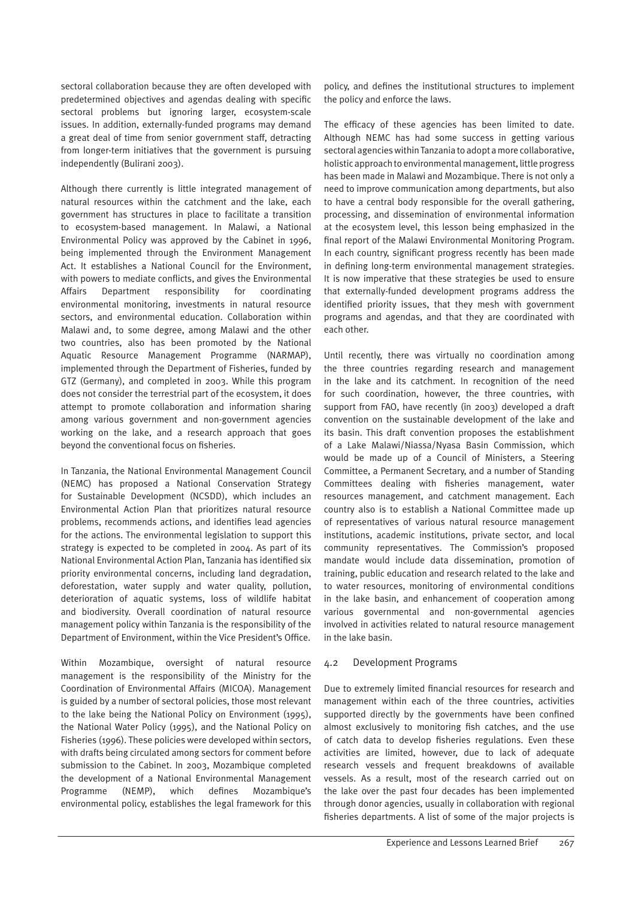sectoral collaboration because they are often developed with predetermined objectives and agendas dealing with specific sectoral problems but ignoring larger, ecosystem-scale issues. In addition, externally-funded programs may demand a great deal of time from senior government staff, detracting from longer-term initiatives that the government is pursuing independently (Bulirani 2003).

Although there currently is little integrated management of natural resources within the catchment and the lake, each government has structures in place to facilitate a transition to ecosystem-based management. In Malawi, a National Environmental Policy was approved by the Cabinet in 1996, being implemented through the Environment Management Act. It establishes a National Council for the Environment, with powers to mediate conflicts, and gives the Environmental Affairs Department responsibility for coordinating environmental monitoring, investments in natural resource sectors, and environmental education. Collaboration within Malawi and, to some degree, among Malawi and the other two countries, also has been promoted by the National Aquatic Resource Management Programme (NARMAP), implemented through the Department of Fisheries, funded by GTZ (Germany), and completed in 2003. While this program does not consider the terrestrial part of the ecosystem, it does attempt to promote collaboration and information sharing among various government and non-government agencies working on the lake, and a research approach that goes beyond the conventional focus on fisheries.

In Tanzania, the National Environmental Management Council (NEMC) has proposed a National Conservation Strategy for Sustainable Development (NCSDD), which includes an Environmental Action Plan that prioritizes natural resource problems, recommends actions, and identifies lead agencies for the actions. The environmental legislation to support this strategy is expected to be completed in 2004. As part of its National Environmental Action Plan, Tanzania has identified six priority environmental concerns, including land degradation, deforestation, water supply and water quality, pollution, deterioration of aquatic systems, loss of wildlife habitat and biodiversity. Overall coordination of natural resource management policy within Tanzania is the responsibility of the Department of Environment, within the Vice President's Office.

Within Mozambique, oversight of natural resource management is the responsibility of the Ministry for the Coordination of Environmental Affairs (MICOA). Management is guided by a number of sectoral policies, those most relevant to the lake being the National Policy on Environment (1995), the National Water Policy (1995), and the National Policy on Fisheries (1996). These policies were developed within sectors, with drafts being circulated among sectors for comment before submission to the Cabinet. In 2003, Mozambique completed the development of a National Environmental Management Programme (NEMP), which defines Mozambique's environmental policy, establishes the legal framework for this policy, and defines the institutional structures to implement the policy and enforce the laws.

The efficacy of these agencies has been limited to date. Although NEMC has had some success in getting various sectoral agencies within Tanzania to adopt a more collaborative, holistic approach to environmental management, little progress has been made in Malawi and Mozambique. There is not only a need to improve communication among departments, but also to have a central body responsible for the overall gathering, processing, and dissemination of environmental information at the ecosystem level, this lesson being emphasized in the final report of the Malawi Environmental Monitoring Program. In each country, significant progress recently has been made in defining long-term environmental management strategies. It is now imperative that these strategies be used to ensure that externally-funded development programs address the identified priority issues, that they mesh with government programs and agendas, and that they are coordinated with each other.

Until recently, there was virtually no coordination among the three countries regarding research and management in the lake and its catchment. In recognition of the need for such coordination, however, the three countries, with support from FAO, have recently (in 2003) developed a draft convention on the sustainable development of the lake and its basin. This draft convention proposes the establishment of a Lake Malawi/Niassa/Nyasa Basin Commission, which would be made up of a Council of Ministers, a Steering Committee, a Permanent Secretary, and a number of Standing Committees dealing with fisheries management, water resources management, and catchment management. Each country also is to establish a National Committee made up of representatives of various natural resource management institutions, academic institutions, private sector, and local community representatives. The Commission's proposed mandate would include data dissemination, promotion of training, public education and research related to the lake and to water resources, monitoring of environmental conditions in the lake basin, and enhancement of cooperation among various governmental and non-governmental agencies involved in activities related to natural resource management in the lake basin.

### 4.2 Development Programs

Due to extremely limited financial resources for research and management within each of the three countries, activities supported directly by the governments have been confined almost exclusively to monitoring fish catches, and the use of catch data to develop fisheries regulations. Even these activities are limited, however, due to lack of adequate research vessels and frequent breakdowns of available vessels. As a result, most of the research carried out on the lake over the past four decades has been implemented through donor agencies, usually in collaboration with regional fisheries departments. A list of some of the major projects is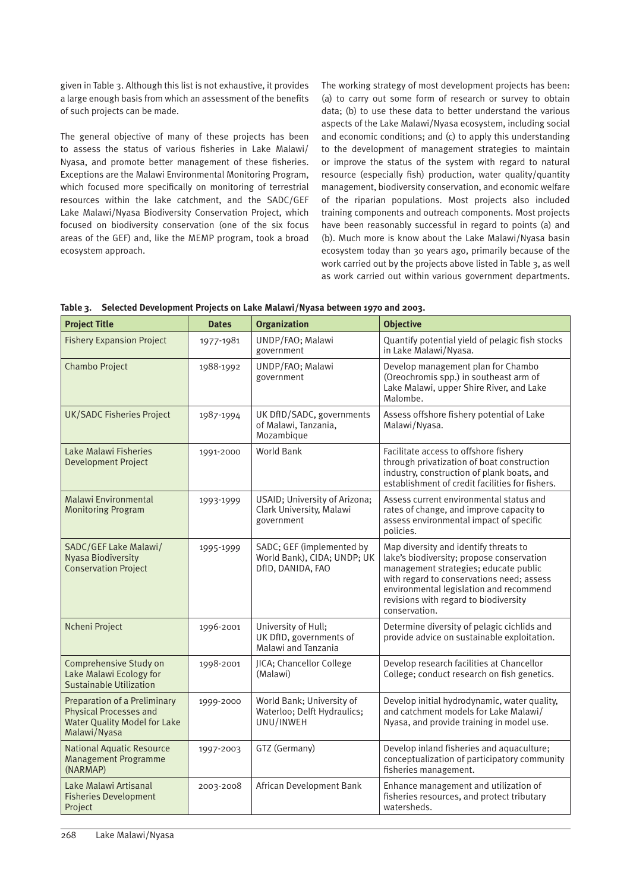given in Table 3. Although this list is not exhaustive, it provides a large enough basis from which an assessment of the benefits of such projects can be made.

The general objective of many of these projects has been to assess the status of various fisheries in Lake Malawi/Nyasa, and promote better management of these fisheries. Exceptions are the Malawi Environmental Monitoring Program, which focused more specifically on monitoring of terrestrial resources within the lake catchment, and the SADC/GEF Lake Malawi/Nyasa Biodiversity Conservation Project, which focused on biodiversity conservation (one of the six focus areas of the GEF) and, like the MEMP program, took a broad ecosystem approach.

The working strategy of most development projects has been: (a) to carry out some form of research or survey to obtain data; (b) to use these data to better understand the various aspects of the Lake Malawi/Nyasa ecosystem, including social and economic conditions; and (c) to apply this understanding to the development of management strategies to maintain or improve the status of the system with regard to natural resource (especially fish) production, water quality/quantity management, biodiversity conservation, and economic welfare of the riparian populations. Most projects also included training components and outreach components. Most projects have been reasonably successful in regard to points (a) and (b). Much more is know about the Lake Malawi/Nyasa basin ecosystem today than 30 years ago, primarily because of the work carried out by the projects above listed in Table 3, as well as work carried out within various government departments.

**Table 3. Selected Development Projects on Lake Malawi/Nyasa between 1970 and 2003.**

| Project Title | Dates | Organization | Objective |
|---|---|---|---|
| Fishery Expansion Project | 1977-1981 | UNDP/FAO; Malawi government | Quantify potential yield of pelagic fish stocks in Lake Malawi/Nyasa. |
| Chambo Project | 1988-1992 | UNDP/FAO; Malawi government | Develop management plan for Chambo (Oreochromis spp.) in southeast arm of Lake Malawi, upper Shire River, and Lake Malombe. |
| UK/SADC Fisheries Project | 1987-1994 | UK DfID/SADC, governments of Malawi, Tanzania, Mozambique | Assess offshore fishery potential of Lake Malawi/Nyasa. |
| Lake Malawi Fisheries Development Project | 1991-2000 | World Bank | Facilitate access to offshore fishery through privatization of boat construction industry, construction of plank boats, and establishment of credit facilities for fishers. |
| Malawi Environmental Monitoring Program | 1993-1999 | USAID; University of Arizona; Clark University, Malawi government | Assess current environmental status and rates of change, and improve capacity to assess environmental impact of specific policies. |
| SADC/GEF Lake Malawi/ Nyasa Biodiversity Conservation Project | 1995-1999 | SADC; GEF (implemented by World Bank), CIDA; UNDP; UK DfID, DANIDA, FAO | Map diversity and identify threats to lake's biodiversity; propose conservation management strategies; educate public with regard to conservations need; assess environmental legislation and recommend revisions with regard to biodiversity conservation. |
| Ncheni Project | 1996-2001 | University of Hull; UK DfID, governments of Malawi and Tanzania | Determine diversity of pelagic cichlids and provide advice on sustainable exploitation. |
| Comprehensive Study on Lake Malawi Ecology for Sustainable Utilization | 1998-2001 | JICA; Chancellor College (Malawi) | Develop research facilities at Chancellor College; conduct research on fish genetics. |
| Preparation of a Preliminary Physical Processes and Water Quality Model for Lake Malawi/Nyasa | 1999-2000 | World Bank; University of Waterloo; Delft Hydraulics; UNU/INWEH | Develop initial hydrodynamic, water quality, and catchment models for Lake Malawi/ Nyasa, and provide training in model use. |
| National Aquatic Resource Management Programme (NARMAP) | 1997-2003 | GTZ (Germany) | Develop inland fisheries and aquaculture; conceptualization of participatory community fisheries management. |
| Lake Malawi Artisanal Fisheries Development Project | 2003-2008 | African Development Bank | Enhance management and utilization of fisheries resources, and protect tributary watersheds. |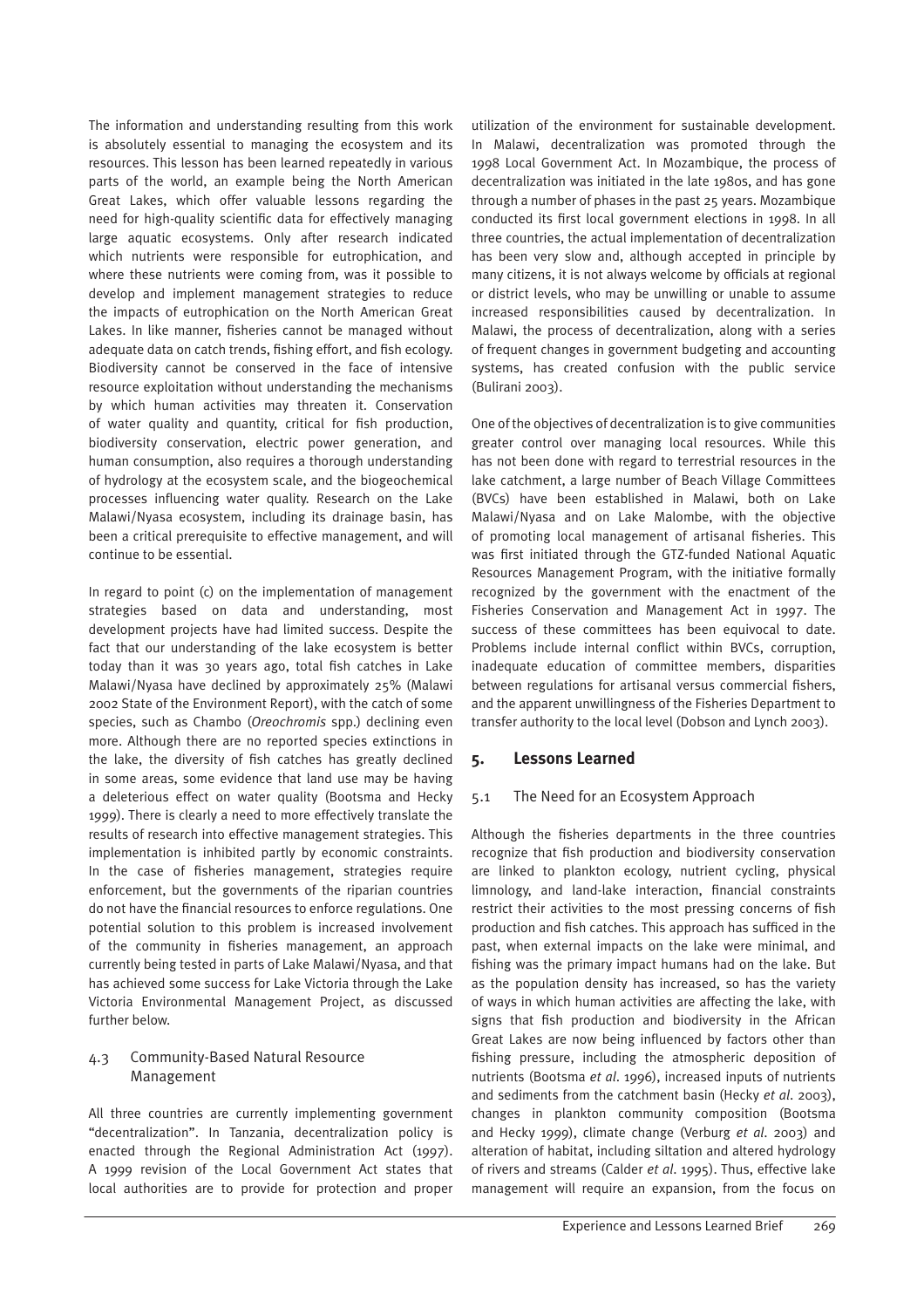The information and understanding resulting from this work is absolutely essential to managing the ecosystem and its resources. This lesson has been learned repeatedly in various parts of the world, an example being the North American Great Lakes, which offer valuable lessons regarding the need for high-quality scientific data for effectively managing large aquatic ecosystems. Only after research indicated which nutrients were responsible for eutrophication, and where these nutrients were coming from, was it possible to develop and implement management strategies to reduce the impacts of eutrophication on the North American Great Lakes. In like manner, fisheries cannot be managed without adequate data on catch trends, fishing effort, and fish ecology. Biodiversity cannot be conserved in the face of intensive resource exploitation without understanding the mechanisms by which human activities may threaten it. Conservation of water quality and quantity, critical for fish production, biodiversity conservation, electric power generation, and human consumption, also requires a thorough understanding of hydrology at the ecosystem scale, and the biogeochemical processes influencing water quality. Research on the Lake Malawi/Nyasa ecosystem, including its drainage basin, has been a critical prerequisite to effective management, and will continue to be essential.

In regard to point (c) on the implementation of management strategies based on data and understanding, most development projects have had limited success. Despite the fact that our understanding of the lake ecosystem is better today than it was 30 years ago, total fish catches in Lake Malawi/Nyasa have declined by approximately 25% (Malawi 2002 State of the Environment Report), with the catch of some species, such as Chambo (*Oreochromis* spp.) declining even more. Although there are no reported species extinctions in the lake, the diversity of fish catches has greatly declined in some areas, some evidence that land use may be having a deleterious effect on water quality (Bootsma and Hecky 1999). There is clearly a need to more effectively translate the results of research into effective management strategies. This implementation is inhibited partly by economic constraints. In the case of fisheries management, strategies require enforcement, but the governments of the riparian countries do not have the financial resources to enforce regulations. One potential solution to this problem is increased involvement of the community in fisheries management, an approach currently being tested in parts of Lake Malawi/Nyasa, and that has achieved some success for Lake Victoria through the Lake Victoria Environmental Management Project, as discussed further below.

### 4.3 Community-Based Natural Resource Management

All three countries are currently implementing government "decentralization". In Tanzania, decentralization policy is enacted through the Regional Administration Act (1997). A 1999 revision of the Local Government Act states that local authorities are to provide for protection and proper utilization of the environment for sustainable development. In Malawi, decentralization was promoted through the 1998 Local Government Act. In Mozambique, the process of decentralization was initiated in the late 1980s, and has gone through a number of phases in the past 25 years. Mozambique conducted its first local government elections in 1998. In all three countries, the actual implementation of decentralization has been very slow and, although accepted in principle by many citizens, it is not always welcome by officials at regional or district levels, who may be unwilling or unable to assume increased responsibilities caused by decentralization. In Malawi, the process of decentralization, along with a series of frequent changes in government budgeting and accounting systems, has created confusion with the public service (Bulirani 2003).

One of the objectives of decentralization is to give communities greater control over managing local resources. While this has not been done with regard to terrestrial resources in the lake catchment, a large number of Beach Village Committees (BVCs) have been established in Malawi, both on Lake Malawi/Nyasa and on Lake Malombe, with the objective of promoting local management of artisanal fisheries. This was first initiated through the GTZ-funded National Aquatic Resources Management Program, with the initiative formally recognized by the government with the enactment of the Fisheries Conservation and Management Act in 1997. The success of these committees has been equivocal to date. Problems include internal conflict within BVCs, corruption, inadequate education of committee members, disparities between regulations for artisanal versus commercial fishers, and the apparent unwillingness of the Fisheries Department to transfer authority to the local level (Dobson and Lynch 2003).

## 5. Lessons Learned

### 5.1 The Need for an Ecosystem Approach

Although the fisheries departments in the three countries recognize that fish production and biodiversity conservation are linked to plankton ecology, nutrient cycling, physical limnology, and land-lake interaction, financial constraints restrict their activities to the most pressing concerns of fish production and fish catches. This approach has sufficed in the past, when external impacts on the lake were minimal, and fishing was the primary impact humans had on the lake. But as the population density has increased, so has the variety of ways in which human activities are affecting the lake, with signs that fish production and biodiversity in the African Great Lakes are now being influenced by factors other than fishing pressure, including the atmospheric deposition of nutrients (Bootsma *et al.* 1996), increased inputs of nutrients and sediments from the catchment basin (Hecky *et al.* 2003), changes in plankton community composition (Bootsma and Hecky 1999), climate change (Verburg *et al.* 2003) and alteration of habitat, including siltation and altered hydrology of rivers and streams (Calder *et al.* 1995). Thus, effective lake management will require an expansion, from the focus on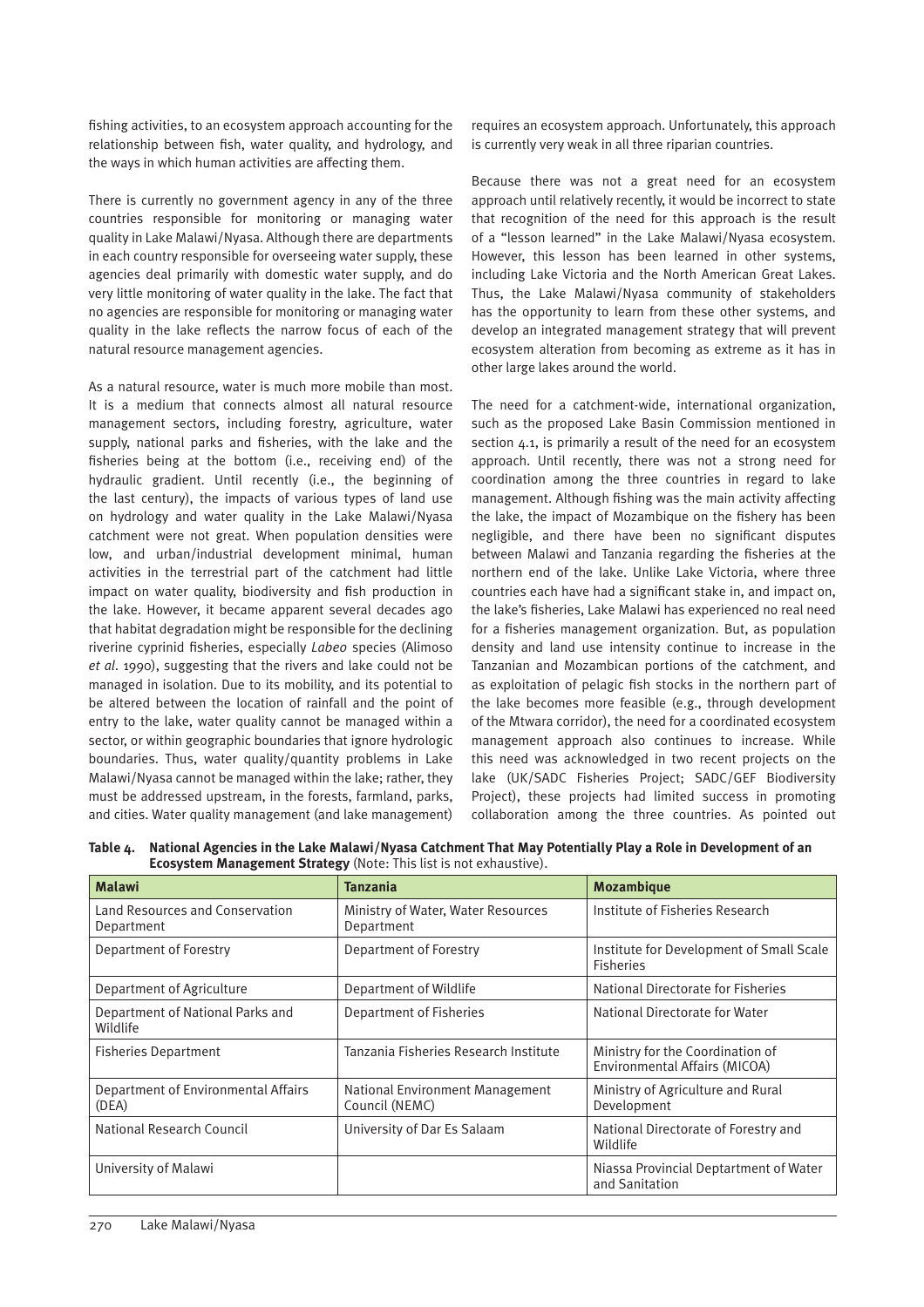fishing activities, to an ecosystem approach accounting for the relationship between fish, water quality, and hydrology, and the ways in which human activities are affecting them.

There is currently no government agency in any of the three countries responsible for monitoring or managing water quality in Lake Malawi/Nyasa. Although there are departments in each country responsible for overseeing water supply, these agencies deal primarily with domestic water supply, and do very little monitoring of water quality in the lake. The fact that no agencies are responsible for monitoring or managing water quality in the lake reflects the narrow focus of each of the natural resource management agencies.

As a natural resource, water is much more mobile than most. It is a medium that connects almost all natural resource management sectors, including forestry, agriculture, water supply, national parks and fisheries, with the lake and the fisheries being at the bottom (i.e., receiving end) of the hydraulic gradient. Until recently (i.e., the beginning of the last century), the impacts of various types of land use on hydrology and water quality in the Lake Malawi/Nyasa catchment were not great. When population densities were low, and urban/industrial development minimal, human activities in the terrestrial part of the catchment had little impact on water quality, biodiversity and fish production in the lake. However, it became apparent several decades ago that habitat degradation might be responsible for the declining riverine cyprinid fisheries, especially *Labeo* species (Alimoso *et al.* 1990), suggesting that the rivers and lake could not be managed in isolation. Due to its mobility, and its potential to be altered between the location of rainfall and the point of entry to the lake, water quality cannot be managed within a sector, or within geographic boundaries that ignore hydrologic boundaries. Thus, water quality/quantity problems in Lake Malawi/Nyasa cannot be managed within the lake; rather, they must be addressed upstream, in the forests, farmland, parks, and cities. Water quality management (and lake management) requires an ecosystem approach. Unfortunately, this approach is currently very weak in all three riparian countries.

Because there was not a great need for an ecosystem approach until relatively recently, it would be incorrect to state that recognition of the need for this approach is the result of a "lesson learned" in the Lake Malawi/Nyasa ecosystem. However, this lesson has been learned in other systems, including Lake Victoria and the North American Great Lakes. Thus, the Lake Malawi/Nyasa community of stakeholders has the opportunity to learn from these other systems, and develop an integrated management strategy that will prevent ecosystem alteration from becoming as extreme as it has in other large lakes around the world.

The need for a catchment-wide, international organization, such as the proposed Lake Basin Commission mentioned in section 4.1, is primarily a result of the need for an ecosystem approach. Until recently, there was not a strong need for coordination among the three countries in regard to lake management. Although fishing was the main activity affecting the lake, the impact of Mozambique on the fishery has been negligible, and there have been no significant disputes between Malawi and Tanzania regarding the fisheries at the northern end of the lake. Unlike Lake Victoria, where three countries each have had a significant stake in, and impact on, the lake's fisheries, Lake Malawi has experienced no real need for a fisheries management organization. But, as population density and land use intensity continue to increase in the Tanzanian and Mozambican portions of the catchment, and as exploitation of pelagic fish stocks in the northern part of the lake becomes more feasible (e.g., through development of the Mtwara corridor), the need for a coordinated ecosystem management approach also continues to increase. While this need was acknowledged in two recent projects on the lake (UK/SADC Fisheries Project; SADC/GEF Biodiversity Project), these projects had limited success in promoting collaboration among the three countries. As pointed out

**Table 4. National Agencies in the Lake Malawi/Nyasa Catchment That May Potentially Play a Role in Development of an Ecosystem Management Strategy** (Note: This list is not exhaustive).

| Malawi | Tanzania | Mozambique |
|---|---|---|
| Land Resources and Conservation Department | Ministry of Water, Water Resources Department | Institute of Fisheries Research |
| Department of Forestry | Department of Forestry | Institute for Development of Small Scale Fisheries |
| Department of Agriculture | Department of Wildlife | National Directorate for Fisheries |
| Department of National Parks and Wildlife | Department of Fisheries | National Directorate for Water |
| Fisheries Department | Tanzania Fisheries Research Institute | Ministry for the Coordination of Environmental Affairs (MICOA) |
| Department of Environmental Affairs (DEA) | National Environment Management Council (NEMC) | Ministry of Agriculture and Rural Development |
| National Research Council | University of Dar Es Salaam | National Directorate of Forestry and Wildlife |
| University of Malawi | | Niassa Provincial Deptartment of Water and Sanitation |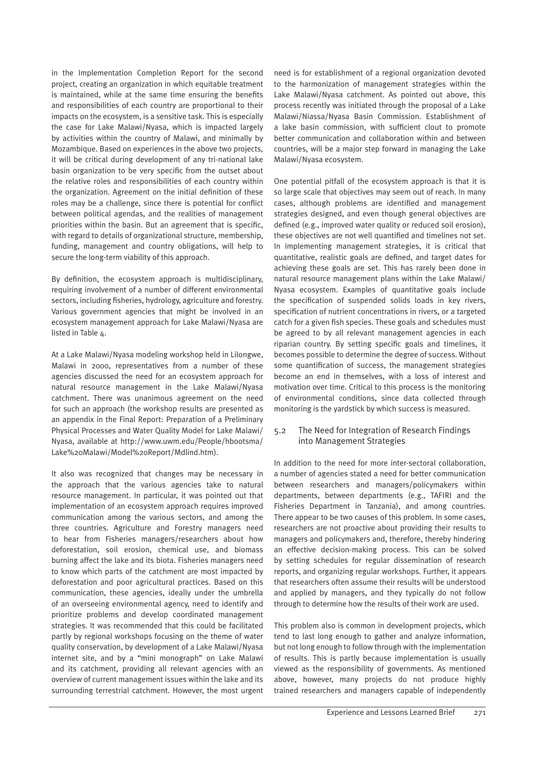in the Implementation Completion Report for the second project, creating an organization in which equitable treatment is maintained, while at the same time ensuring the benefits and responsibilities of each country are proportional to their impacts on the ecosystem, is a sensitive task. This is especially the case for Lake Malawi/Nyasa, which is impacted largely by activities within the country of Malawi, and minimally by Mozambique. Based on experiences in the above two projects, it will be critical during development of any tri-national lake basin organization to be very specific from the outset about the relative roles and responsibilities of each country within the organization. Agreement on the initial definition of these roles may be a challenge, since there is potential for conflict between political agendas, and the realities of management priorities within the basin. But an agreement that is specific, with regard to details of organizational structure, membership, funding, management and country obligations, will help to secure the long-term viability of this approach.

By definition, the ecosystem approach is multidisciplinary, requiring involvement of a number of different environmental sectors, including fisheries, hydrology, agriculture and forestry. Various government agencies that might be involved in an ecosystem management approach for Lake Malawi/Nyasa are listed in Table 4.

At a Lake Malawi/Nyasa modeling workshop held in Lilongwe, Malawi in 2000, representatives from a number of these agencies discussed the need for an ecosystem approach for natural resource management in the Lake Malawi/Nyasa catchment. There was unanimous agreement on the need for such an approach (the workshop results are presented as an appendix in the Final Report: Preparation of a Preliminary Physical Processes and Water Quality Model for Lake Malawi/Nyasa, available at http://www.uwm.edu/People/hbootsma/Lake%20Malawi/Model%20Report/Mdlind.htm).

It also was recognized that changes may be necessary in the approach that the various agencies take to natural resource management. In particular, it was pointed out that implementation of an ecosystem approach requires improved communication among the various sectors, and among the three countries. Agriculture and Forestry managers need to hear from Fisheries managers/researchers about how deforestation, soil erosion, chemical use, and biomass burning affect the lake and its biota. Fisheries managers need to know which parts of the catchment are most impacted by deforestation and poor agricultural practices. Based on this communication, these agencies, ideally under the umbrella of an overseeing environmental agency, need to identify and prioritize problems and develop coordinated management strategies. It was recommended that this could be facilitated partly by regional workshops focusing on the theme of water quality conservation, by development of a Lake Malawi/Nyasa internet site, and by a "mini monograph" on Lake Malawi and its catchment, providing all relevant agencies with an overview of current management issues within the lake and its surrounding terrestrial catchment. However, the most urgent need is for establishment of a regional organization devoted to the harmonization of management strategies within the Lake Malawi/Nyasa catchment. As pointed out above, this process recently was initiated through the proposal of a Lake Malawi/Niassa/Nyasa Basin Commission. Establishment of a lake basin commission, with sufficient clout to promote better communication and collaboration within and between countries, will be a major step forward in managing the Lake Malawi/Nyasa ecosystem.

One potential pitfall of the ecosystem approach is that it is so large scale that objectives may seem out of reach. In many cases, although problems are identified and management strategies designed, and even though general objectives are defined (e.g., improved water quality or reduced soil erosion), these objectives are not well quantified and timelines not set. In implementing management strategies, it is critical that quantitative, realistic goals are defined, and target dates for achieving these goals are set. This has rarely been done in natural resource management plans within the Lake Malawi/Nyasa ecosystem. Examples of quantitative goals include the specification of suspended solids loads in key rivers, specification of nutrient concentrations in rivers, or a targeted catch for a given fish species. These goals and schedules must be agreed to by all relevant management agencies in each riparian country. By setting specific goals and timelines, it becomes possible to determine the degree of success. Without some quantification of success, the management strategies become an end in themselves, with a loss of interest and motivation over time. Critical to this process is the monitoring of environmental conditions, since data collected through monitoring is the yardstick by which success is measured.

## 5.2 The Need for Integration of Research Findings into Management Strategies

In addition to the need for more inter-sectoral collaboration, a number of agencies stated a need for better communication between researchers and managers/policymakers within departments, between departments (e.g., TAFIRI and the Fisheries Department in Tanzania), and among countries. There appear to be two causes of this problem. In some cases, researchers are not proactive about providing their results to managers and policymakers and, therefore, thereby hindering an effective decision-making process. This can be solved by setting schedules for regular dissemination of research reports, and organizing regular workshops. Further, it appears that researchers often assume their results will be understood and applied by managers, and they typically do not follow through to determine how the results of their work are used.

This problem also is common in development projects, which tend to last long enough to gather and analyze information, but not long enough to follow through with the implementation of results. This is partly because implementation is usually viewed as the responsibility of governments. As mentioned above, however, many projects do not produce highly trained researchers and managers capable of independently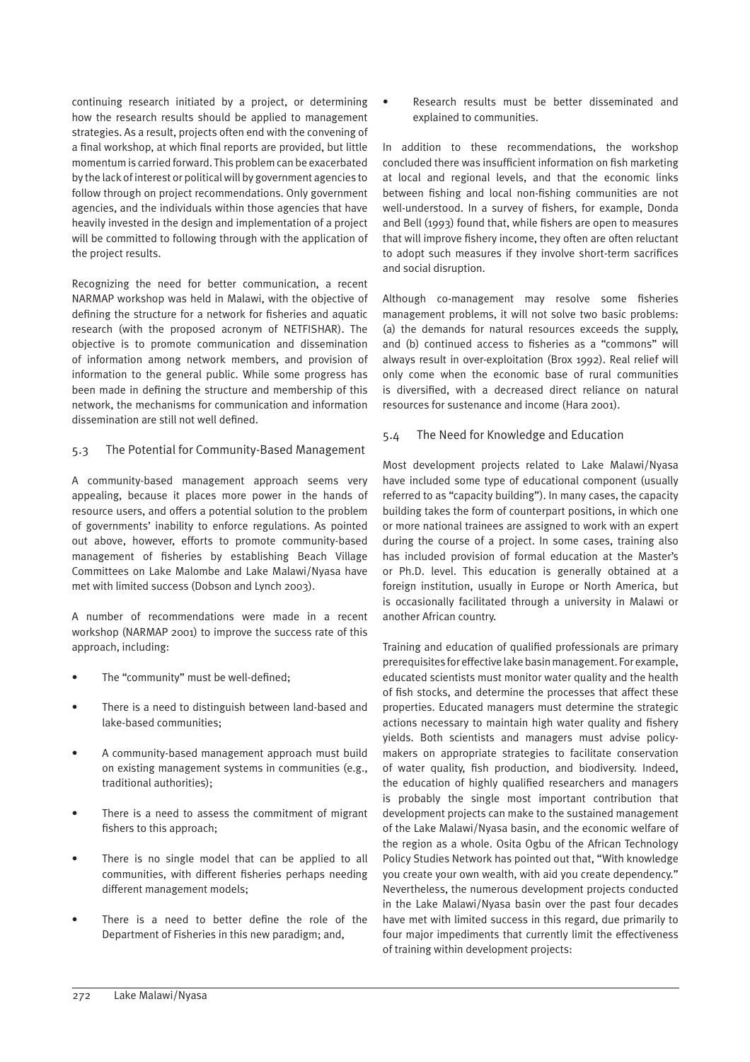continuing research initiated by a project, or determining how the research results should be applied to management strategies. As a result, projects often end with the convening of a final workshop, at which final reports are provided, but little momentum is carried forward. This problem can be exacerbated by the lack of interest or political will by government agencies to follow through on project recommendations. Only government agencies, and the individuals within those agencies that have heavily invested in the design and implementation of a project will be committed to following through with the application of the project results.

Recognizing the need for better communication, a recent NARMAP workshop was held in Malawi, with the objective of defining the structure for a network for fisheries and aquatic research (with the proposed acronym of NETFISHAR). The objective is to promote communication and dissemination of information among network members, and provision of information to the general public. While some progress has been made in defining the structure and membership of this network, the mechanisms for communication and information dissemination are still not well defined.

## 5.3 The Potential for Community-Based Management

A community-based management approach seems very appealing, because it places more power in the hands of resource users, and offers a potential solution to the problem of governments' inability to enforce regulations. As pointed out above, however, efforts to promote community-based management of fisheries by establishing Beach Village Committees on Lake Malombe and Lake Malawi/Nyasa have met with limited success (Dobson and Lynch 2003).

A number of recommendations were made in a recent workshop (NARMAP 2001) to improve the success rate of this approach, including:

- The "community" must be well-defined;
- There is a need to distinguish between land-based and lake-based communities;
- A community-based management approach must build on existing management systems in communities (e.g., traditional authorities);
- There is a need to assess the commitment of migrant fishers to this approach;
- There is no single model that can be applied to all communities, with different fisheries perhaps needing different management models;
- There is a need to better define the role of the Department of Fisheries in this new paradigm; and,
- Research results must be better disseminated and explained to communities.

In addition to these recommendations, the workshop concluded there was insufficient information on fish marketing at local and regional levels, and that the economic links between fishing and local non-fishing communities are not well-understood. In a survey of fishers, for example, Donda and Bell (1993) found that, while fishers are open to measures that will improve fishery income, they often are often reluctant to adopt such measures if they involve short-term sacrifices and social disruption.

Although co-management may resolve some fisheries management problems, it will not solve two basic problems: (a) the demands for natural resources exceeds the supply, and (b) continued access to fisheries as a "commons" will always result in over-exploitation (Brox 1992). Real relief will only come when the economic base of rural communities is diversified, with a decreased direct reliance on natural resources for sustenance and income (Hara 2001).

## 5.4 The Need for Knowledge and Education

Most development projects related to Lake Malawi/Nyasa have included some type of educational component (usually referred to as "capacity building"). In many cases, the capacity building takes the form of counterpart positions, in which one or more national trainees are assigned to work with an expert during the course of a project. In some cases, training also has included provision of formal education at the Master's or Ph.D. level. This education is generally obtained at a foreign institution, usually in Europe or North America, but is occasionally facilitated through a university in Malawi or another African country.

Training and education of qualified professionals are primary prerequisites for effective lake basin management. For example, educated scientists must monitor water quality and the health of fish stocks, and determine the processes that affect these properties. Educated managers must determine the strategic actions necessary to maintain high water quality and fishery yields. Both scientists and managers must advise policy-makers on appropriate strategies to facilitate conservation of water quality, fish production, and biodiversity. Indeed, the education of highly qualified researchers and managers is probably the single most important contribution that development projects can make to the sustained management of the Lake Malawi/Nyasa basin, and the economic welfare of the region as a whole. Osita Ogbu of the African Technology Policy Studies Network has pointed out that, "With knowledge you create your own wealth, with aid you create dependency." Nevertheless, the numerous development projects conducted in the Lake Malawi/Nyasa basin over the past four decades have met with limited success in this regard, due primarily to four major impediments that currently limit the effectiveness of training within development projects: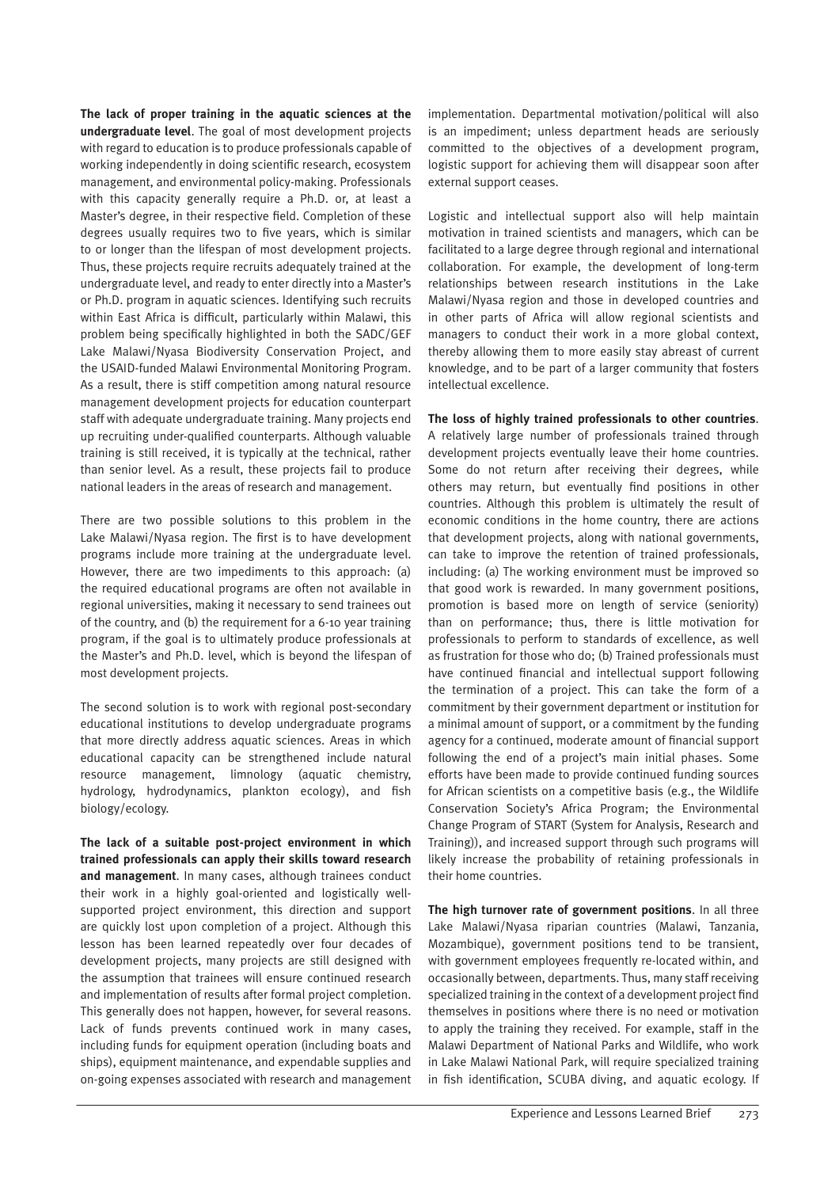**The lack of proper training in the aquatic sciences at the undergraduate level**. The goal of most development projects with regard to education is to produce professionals capable of working independently in doing scientific research, ecosystem management, and environmental policy-making. Professionals with this capacity generally require a Ph.D. or, at least a Master's degree, in their respective field. Completion of these degrees usually requires two to five years, which is similar to or longer than the lifespan of most development projects. Thus, these projects require recruits adequately trained at the undergraduate level, and ready to enter directly into a Master's or Ph.D. program in aquatic sciences. Identifying such recruits within East Africa is difficult, particularly within Malawi, this problem being specifically highlighted in both the SADC/GEF Lake Malawi/Nyasa Biodiversity Conservation Project, and the USAID-funded Malawi Environmental Monitoring Program. As a result, there is stiff competition among natural resource management development projects for education counterpart staff with adequate undergraduate training. Many projects end up recruiting under-qualified counterparts. Although valuable training is still received, it is typically at the technical, rather than senior level. As a result, these projects fail to produce national leaders in the areas of research and management.

There are two possible solutions to this problem in the Lake Malawi/Nyasa region. The first is to have development programs include more training at the undergraduate level. However, there are two impediments to this approach: (a) the required educational programs are often not available in regional universities, making it necessary to send trainees out of the country, and (b) the requirement for a 6-10 year training program, if the goal is to ultimately produce professionals at the Master's and Ph.D. level, which is beyond the lifespan of most development projects.

The second solution is to work with regional post-secondary educational institutions to develop undergraduate programs that more directly address aquatic sciences. Areas in which educational capacity can be strengthened include natural resource management, limnology (aquatic chemistry, hydrology, hydrodynamics, plankton ecology), and fish biology/ecology.

**The lack of a suitable post-project environment in which trained professionals can apply their skills toward research and management**. In many cases, although trainees conduct their work in a highly goal-oriented and logistically well-supported project environment, this direction and support are quickly lost upon completion of a project. Although this lesson has been learned repeatedly over four decades of development projects, many projects are still designed with the assumption that trainees will ensure continued research and implementation of results after formal project completion. This generally does not happen, however, for several reasons. Lack of funds prevents continued work in many cases, including funds for equipment operation (including boats and ships), equipment maintenance, and expendable supplies and on-going expenses associated with research and management implementation. Departmental motivation/political will also is an impediment; unless department heads are seriously committed to the objectives of a development program, logistic support for achieving them will disappear soon after external support ceases.

Logistic and intellectual support also will help maintain motivation in trained scientists and managers, which can be facilitated to a large degree through regional and international collaboration. For example, the development of long-term relationships between research institutions in the Lake Malawi/Nyasa region and those in developed countries and in other parts of Africa will allow regional scientists and managers to conduct their work in a more global context, thereby allowing them to more easily stay abreast of current knowledge, and to be part of a larger community that fosters intellectual excellence.

**The loss of highly trained professionals to other countries**. A relatively large number of professionals trained through development projects eventually leave their home countries. Some do not return after receiving their degrees, while others may return, but eventually find positions in other countries. Although this problem is ultimately the result of economic conditions in the home country, there are actions that development projects, along with national governments, can take to improve the retention of trained professionals, including: (a) The working environment must be improved so that good work is rewarded. In many government positions, promotion is based more on length of service (seniority) than on performance; thus, there is little motivation for professionals to perform to standards of excellence, as well as frustration for those who do; (b) Trained professionals must have continued financial and intellectual support following the termination of a project. This can take the form of a commitment by their government department or institution for a minimal amount of support, or a commitment by the funding agency for a continued, moderate amount of financial support following the end of a project's main initial phases. Some efforts have been made to provide continued funding sources for African scientists on a competitive basis (e.g., the Wildlife Conservation Society's Africa Program; the Environmental Change Program of START (System for Analysis, Research and Training)), and increased support through such programs will likely increase the probability of retaining professionals in their home countries.

**The high turnover rate of government positions**. In all three Lake Malawi/Nyasa riparian countries (Malawi, Tanzania, Mozambique), government positions tend to be transient, with government employees frequently re-located within, and occasionally between, departments. Thus, many staff receiving specialized training in the context of a development project find themselves in positions where there is no need or motivation to apply the training they received. For example, staff in the Malawi Department of National Parks and Wildlife, who work in Lake Malawi National Park, will require specialized training in fish identification, SCUBA diving, and aquatic ecology. If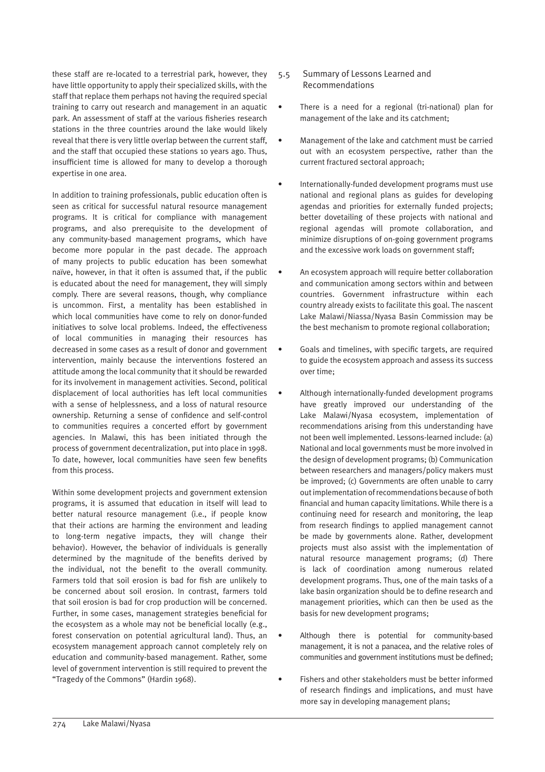these staff are re-located to a terrestrial park, however, they have little opportunity to apply their specialized skills, with the staff that replace them perhaps not having the required special training to carry out research and management in an aquatic park. An assessment of staff at the various fisheries research stations in the three countries around the lake would likely reveal that there is very little overlap between the current staff, and the staff that occupied these stations 10 years ago. Thus, insufficient time is allowed for many to develop a thorough expertise in one area.

In addition to training professionals, public education often is seen as critical for successful natural resource management programs. It is critical for compliance with management programs, and also prerequisite to the development of any community-based management programs, which have become more popular in the past decade. The approach of many projects to public education has been somewhat naïve, however, in that it often is assumed that, if the public is educated about the need for management, they will simply comply. There are several reasons, though, why compliance is uncommon. First, a mentality has been established in which local communities have come to rely on donor-funded initiatives to solve local problems. Indeed, the effectiveness of local communities in managing their resources has decreased in some cases as a result of donor and government intervention, mainly because the interventions fostered an attitude among the local community that it should be rewarded for its involvement in management activities. Second, political displacement of local authorities has left local communities with a sense of helplessness, and a loss of natural resource ownership. Returning a sense of confidence and self-control to communities requires a concerted effort by government agencies. In Malawi, this has been initiated through the process of government decentralization, put into place in 1998. To date, however, local communities have seen few benefits from this process.

Within some development projects and government extension programs, it is assumed that education in itself will lead to better natural resource management (i.e., if people know that their actions are harming the environment and leading to long-term negative impacts, they will change their behavior). However, the behavior of individuals is generally determined by the magnitude of the benefits derived by the individual, not the benefit to the overall community. Farmers told that soil erosion is bad for fish are unlikely to be concerned about soil erosion. In contrast, farmers told that soil erosion is bad for crop production will be concerned. Further, in some cases, management strategies beneficial for the ecosystem as a whole may not be beneficial locally (e.g., forest conservation on potential agricultural land). Thus, an ecosystem management approach cannot completely rely on education and community-based management. Rather, some level of government intervention is still required to prevent the "Tragedy of the Commons" (Hardin 1968).

## 5.5 Summary of Lessons Learned and Recommendations

- There is a need for a regional (tri-national) plan for management of the lake and its catchment;
- Management of the lake and catchment must be carried out with an ecosystem perspective, rather than the current fractured sectoral approach;
- Internationally-funded development programs must use national and regional plans as guides for developing agendas and priorities for externally funded projects; better dovetailing of these projects with national and regional agendas will promote collaboration, and minimize disruptions of on-going government programs and the excessive work loads on government staff;
- An ecosystem approach will require better collaboration and communication among sectors within and between countries. Government infrastructure within each country already exists to facilitate this goal. The nascent Lake Malawi/Niassa/Nyasa Basin Commission may be the best mechanism to promote regional collaboration;
- Goals and timelines, with specific targets, are required to guide the ecosystem approach and assess its success over time;
- Although internationally-funded development programs have greatly improved our understanding of the Lake Malawi/Nyasa ecosystem, implementation of recommendations arising from this understanding have not been well implemented. Lessons-learned include: (a) National and local governments must be more involved in the design of development programs; (b) Communication between researchers and managers/policy makers must be improved; (c) Governments are often unable to carry out implementation of recommendations because of both financial and human capacity limitations. While there is a continuing need for research and monitoring, the leap from research findings to applied management cannot be made by governments alone. Rather, development projects must also assist with the implementation of natural resource management programs; (d) There is lack of coordination among numerous related development programs. Thus, one of the main tasks of a lake basin organization should be to define research and management priorities, which can then be used as the basis for new development programs;
- Although there is potential for community-based management, it is not a panacea, and the relative roles of communities and government institutions must be defined;
- Fishers and other stakeholders must be better informed of research findings and implications, and must have more say in developing management plans;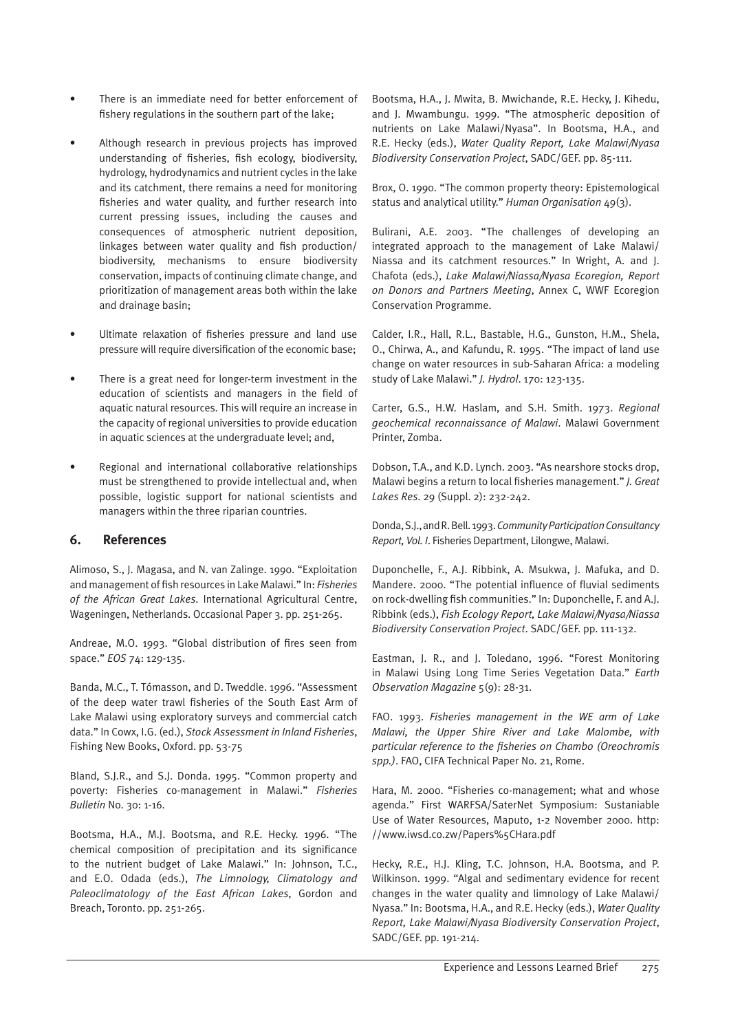- There is an immediate need for better enforcement of fishery regulations in the southern part of the lake;
- Although research in previous projects has improved understanding of fisheries, fish ecology, biodiversity, hydrology, hydrodynamics and nutrient cycles in the lake and its catchment, there remains a need for monitoring fisheries and water quality, and further research into current pressing issues, including the causes and consequences of atmospheric nutrient deposition, linkages between water quality and fish production/ biodiversity, mechanisms to ensure biodiversity conservation, impacts of continuing climate change, and prioritization of management areas both within the lake and drainage basin;
- Ultimate relaxation of fisheries pressure and land use pressure will require diversification of the economic base;
- There is a great need for longer-term investment in the education of scientists and managers in the field of aquatic natural resources. This will require an increase in the capacity of regional universities to provide education in aquatic sciences at the undergraduate level; and,
- Regional and international collaborative relationships must be strengthened to provide intellectual and, when possible, logistic support for national scientists and managers within the three riparian countries.

## 6. References

Alimoso, S., J. Magasa, and N. van Zalinge. 1990. "Exploitation and management of fish resources in Lake Malawi." In: *Fisheries of the African Great Lakes*. International Agricultural Centre, Wageningen, Netherlands. Occasional Paper 3. pp. 251-265.

Andreae, M.O. 1993. "Global distribution of fires seen from space." *EOS* 74: 129-135.

Banda, M.C., T. Tómasson, and D. Tweddle. 1996. "Assessment of the deep water trawl fisheries of the South East Arm of Lake Malawi using exploratory surveys and commercial catch data." In Cowx, I.G. (ed.), *Stock Assessment in Inland Fisheries*, Fishing New Books, Oxford. pp. 53-75

Bland, S.J.R., and S.J. Donda. 1995. "Common property and poverty: Fisheries co-management in Malawi." *Fisheries Bulletin* No. 30: 1-16.

Bootsma, H.A., M.J. Bootsma, and R.E. Hecky. 1996. "The chemical composition of precipitation and its significance to the nutrient budget of Lake Malawi." In: Johnson, T.C., and E.O. Odada (eds.), *The Limnology, Climatology and Paleoclimatology of the East African Lakes*, Gordon and Breach, Toronto. pp. 251-265.

Bootsma, H.A., J. Mwita, B. Mwichande, R.E. Hecky, J. Kihedu, and J. Mwambungu. 1999. "The atmospheric deposition of nutrients on Lake Malawi/Nyasa". In Bootsma, H.A., and R.E. Hecky (eds.), *Water Quality Report, Lake Malawi/Nyasa Biodiversity Conservation Project*, SADC/GEF. pp. 85-111.

Brox, O. 1990. "The common property theory: Epistemological status and analytical utility." *Human Organisation* 49(3).

Bulirani, A.E. 2003. "The challenges of developing an integrated approach to the management of Lake Malawi/ Niassa and its catchment resources." In Wright, A. and J. Chafota (eds.), *Lake Malawi/Niassa/Nyasa Ecoregion, Report on Donors and Partners Meeting*, Annex C, WWF Ecoregion Conservation Programme.

Calder, I.R., Hall, R.L., Bastable, H.G., Gunston, H.M., Shela, O., Chirwa, A., and Kafundu, R. 1995. "The impact of land use change on water resources in sub-Saharan Africa: a modeling study of Lake Malawi." *J. Hydrol*. 170: 123-135.

Carter, G.S., H.W. Haslam, and S.H. Smith. 1973. *Regional geochemical reconnaissance of Malawi*. Malawi Government Printer, Zomba.

Dobson, T.A., and K.D. Lynch. 2003. "As nearshore stocks drop, Malawi begins a return to local fisheries management." *J. Great Lakes Res*. 29 (Suppl. 2): 232-242.

Donda, S.J., and R. Bell. 1993. *Community Participation Consultancy Report, Vol. I*. Fisheries Department, Lilongwe, Malawi.

Duponchelle, F., A.J. Ribbink, A. Msukwa, J. Mafuka, and D. Mandere. 2000. "The potential influence of fluvial sediments on rock-dwelling fish communities." In: Duponchelle, F. and A.J. Ribbink (eds.), *Fish Ecology Report, Lake Malawi/Nyasa/Niassa Biodiversity Conservation Project*. SADC/GEF. pp. 111-132.

Eastman, J. R., and J. Toledano, 1996. "Forest Monitoring in Malawi Using Long Time Series Vegetation Data." *Earth Observation Magazine* 5(9): 28-31.

FAO. 1993. *Fisheries management in the WE arm of Lake Malawi, the Upper Shire River and Lake Malombe, with particular reference to the fisheries on Chambo (Oreochromis spp.)*. FAO, CIFA Technical Paper No. 21, Rome.

Hara, M. 2000. "Fisheries co-management; what and whose agenda." First WARFSA/SaterNet Symposium: Sustaniable Use of Water Resources, Maputo, 1-2 November 2000. http: //www.iwsd.co.zw/Papers%5CHara.pdf

Hecky, R.E., H.J. Kling, T.C. Johnson, H.A. Bootsma, and P. Wilkinson. 1999. "Algal and sedimentary evidence for recent changes in the water quality and limnology of Lake Malawi/ Nyasa." In: Bootsma, H.A., and R.E. Hecky (eds.), *Water Quality Report, Lake Malawi/Nyasa Biodiversity Conservation Project*, SADC/GEF. pp. 191-214.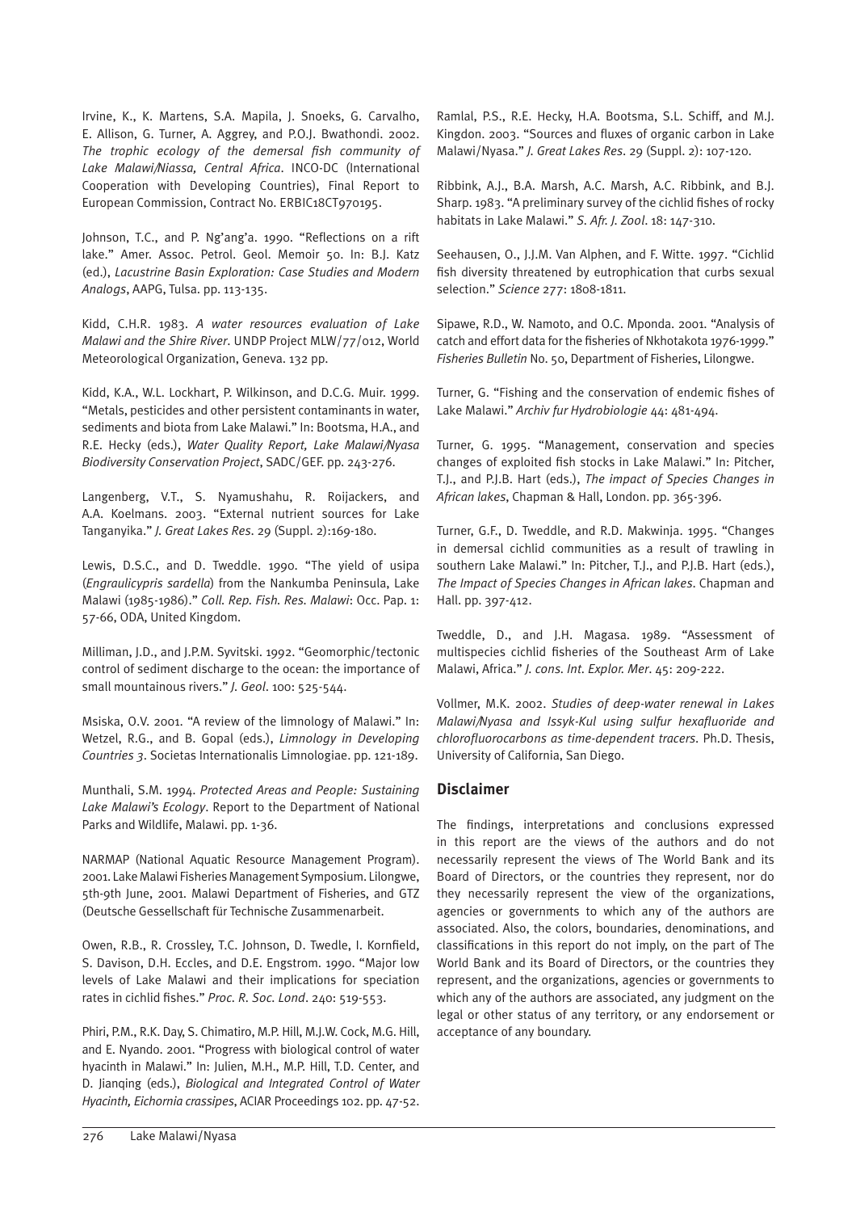Irvine, K., K. Martens, S.A. Mapila, J. Snoeks, G. Carvalho, E. Allison, G. Turner, A. Aggrey, and P.O.J. Bwathondi. 2002. *The trophic ecology of the demersal fish community of Lake Malawi/Niassa, Central Africa*. INCO-DC (International Cooperation with Developing Countries), Final Report to European Commission, Contract No. ERBIC18CT970195.

Johnson, T.C., and P. Ng'ang'a. 1990. "Reflections on a rift lake." Amer. Assoc. Petrol. Geol. Memoir 50. In: B.J. Katz (ed.), *Lacustrine Basin Exploration: Case Studies and Modern Analogs*, AAPG, Tulsa. pp. 113-135.

Kidd, C.H.R. 1983. *A water resources evaluation of Lake Malawi and the Shire River*. UNDP Project MLW/77/012, World Meteorological Organization, Geneva. 132 pp.

Kidd, K.A., W.L. Lockhart, P. Wilkinson, and D.C.G. Muir. 1999. "Metals, pesticides and other persistent contaminants in water, sediments and biota from Lake Malawi." In: Bootsma, H.A., and R.E. Hecky (eds.), *Water Quality Report, Lake Malawi/Nyasa Biodiversity Conservation Project*, SADC/GEF. pp. 243-276.

Langenberg, V.T., S. Nyamushahu, R. Roijackers, and A.A. Koelmans. 2003. "External nutrient sources for Lake Tanganyika." *J. Great Lakes Res*. 29 (Suppl. 2):169-180.

Lewis, D.S.C., and D. Tweddle. 1990. "The yield of usipa (*Engraulicypris sardella*) from the Nankumba Peninsula, Lake Malawi (1985-1986)." *Coll. Rep. Fish. Res. Malawi*: Occ. Pap. 1: 57-66, ODA, United Kingdom.

Milliman, J.D., and J.P.M. Syvitski. 1992. "Geomorphic/tectonic control of sediment discharge to the ocean: the importance of small mountainous rivers." *J. Geol*. 100: 525-544.

Msiska, O.V. 2001. "A review of the limnology of Malawi." In: Wetzel, R.G., and B. Gopal (eds.), *Limnology in Developing Countries 3*. Societas Internationalis Limnologiae. pp. 121-189.

Munthali, S.M. 1994. *Protected Areas and People: Sustaining Lake Malawi's Ecology*. Report to the Department of National Parks and Wildlife, Malawi. pp. 1-36.

NARMAP (National Aquatic Resource Management Program). 2001. Lake Malawi Fisheries Management Symposium. Lilongwe, 5th-9th June, 2001. Malawi Department of Fisheries, and GTZ (Deutsche Gessellschaft für Technische Zusammenarbeit.

Owen, R.B., R. Crossley, T.C. Johnson, D. Twedle, I. Kornfield, S. Davison, D.H. Eccles, and D.E. Engstrom. 1990. "Major low levels of Lake Malawi and their implications for speciation rates in cichlid fishes." *Proc. R. Soc. Lond*. 240: 519-553.

Phiri, P.M., R.K. Day, S. Chimatiro, M.P. Hill, M.J.W. Cock, M.G. Hill, and E. Nyando. 2001. "Progress with biological control of water hyacinth in Malawi." In: Julien, M.H., M.P. Hill, T.D. Center, and D. Jianqing (eds.), *Biological and Integrated Control of Water Hyacinth, Eichornia crassipes*, ACIAR Proceedings 102. pp. 47-52.

Ramlal, P.S., R.E. Hecky, H.A. Bootsma, S.L. Schiff, and M.J. Kingdon. 2003. "Sources and fluxes of organic carbon in Lake Malawi/Nyasa." *J. Great Lakes Res*. 29 (Suppl. 2): 107-120.

Ribbink, A.J., B.A. Marsh, A.C. Marsh, A.C. Ribbink, and B.J. Sharp. 1983. "A preliminary survey of the cichlid fishes of rocky habitats in Lake Malawi." *S. Afr. J. Zool*. 18: 147-310.

Seehausen, O., J.J.M. Van Alphen, and F. Witte. 1997. "Cichlid fish diversity threatened by eutrophication that curbs sexual selection." *Science* 277: 1808-1811.

Sipawe, R.D., W. Namoto, and O.C. Mponda. 2001. "Analysis of catch and effort data for the fisheries of Nkhotakota 1976-1999." *Fisheries Bulletin* No. 50, Department of Fisheries, Lilongwe.

Turner, G. "Fishing and the conservation of endemic fishes of Lake Malawi." *Archiv fur Hydrobiologie* 44: 481-494.

Turner, G. 1995. "Management, conservation and species changes of exploited fish stocks in Lake Malawi." In: Pitcher, T.J., and P.J.B. Hart (eds.), *The impact of Species Changes in African lakes*, Chapman & Hall, London. pp. 365-396.

Turner, G.F., D. Tweddle, and R.D. Makwinja. 1995. "Changes in demersal cichlid communities as a result of trawling in southern Lake Malawi." In: Pitcher, T.J., and P.J.B. Hart (eds.), *The Impact of Species Changes in African lakes*. Chapman and Hall. pp. 397-412.

Tweddle, D., and J.H. Magasa. 1989. "Assessment of multispecies cichlid fisheries of the Southeast Arm of Lake Malawi, Africa." *J. cons. Int. Explor. Mer*. 45: 209-222.

Vollmer, M.K. 2002. *Studies of deep-water renewal in Lakes Malawi/Nyasa and Issyk-Kul using sulfur hexafluoride and chlorofluorocarbons as time-dependent tracers*. Ph.D. Thesis, University of California, San Diego.

## Disclaimer

The findings, interpretations and conclusions expressed in this report are the views of the authors and do not necessarily represent the views of The World Bank and its Board of Directors, or the countries they represent, nor do they necessarily represent the view of the organizations, agencies or governments to which any of the authors are associated. Also, the colors, boundaries, denominations, and classifications in this report do not imply, on the part of The World Bank and its Board of Directors, or the countries they represent, and the organizations, agencies or governments to which any of the authors are associated, any judgment on the legal or other status of any territory, or any endorsement or acceptance of any boundary.